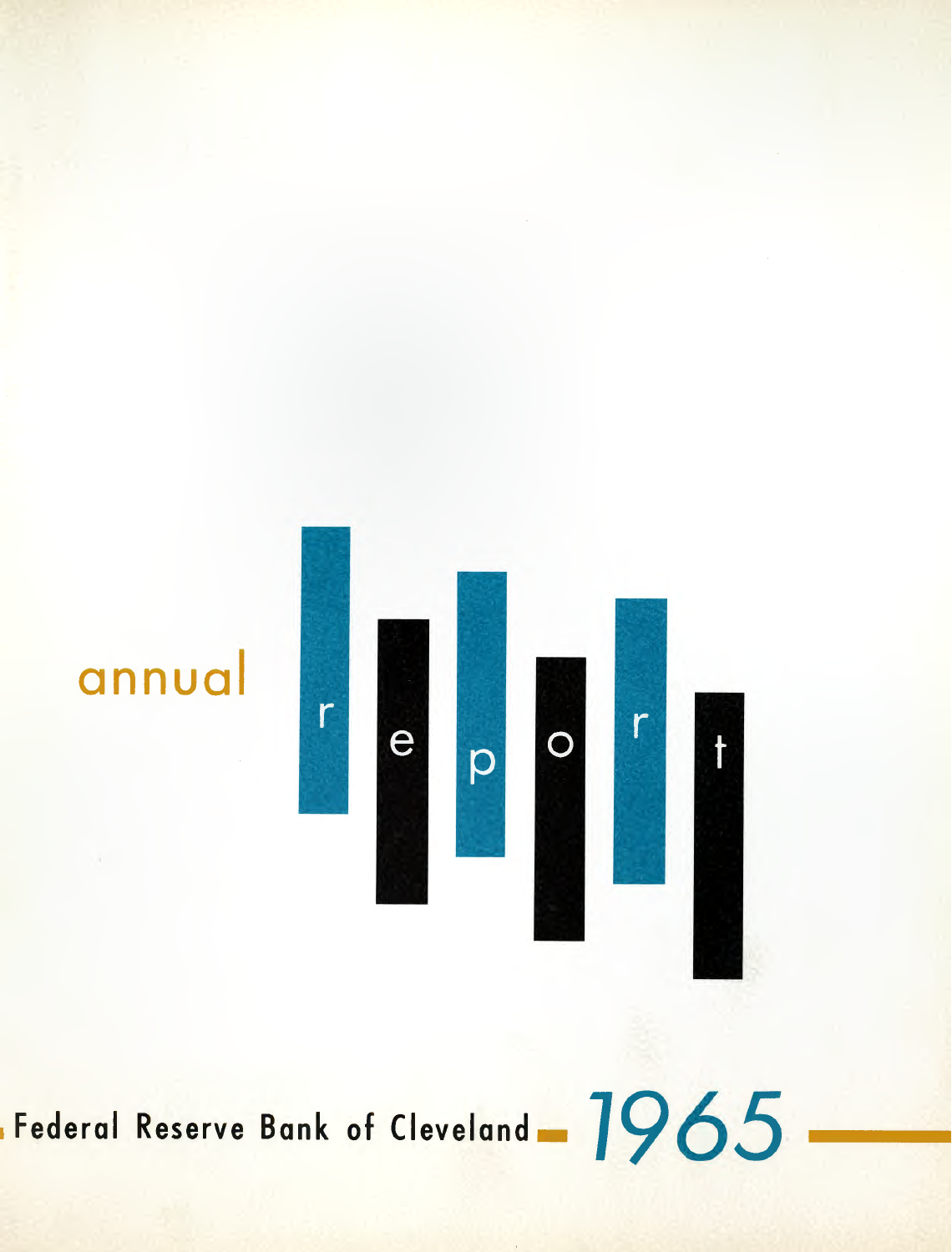# annual report

Federal Reserve Bank of Cleveland 1965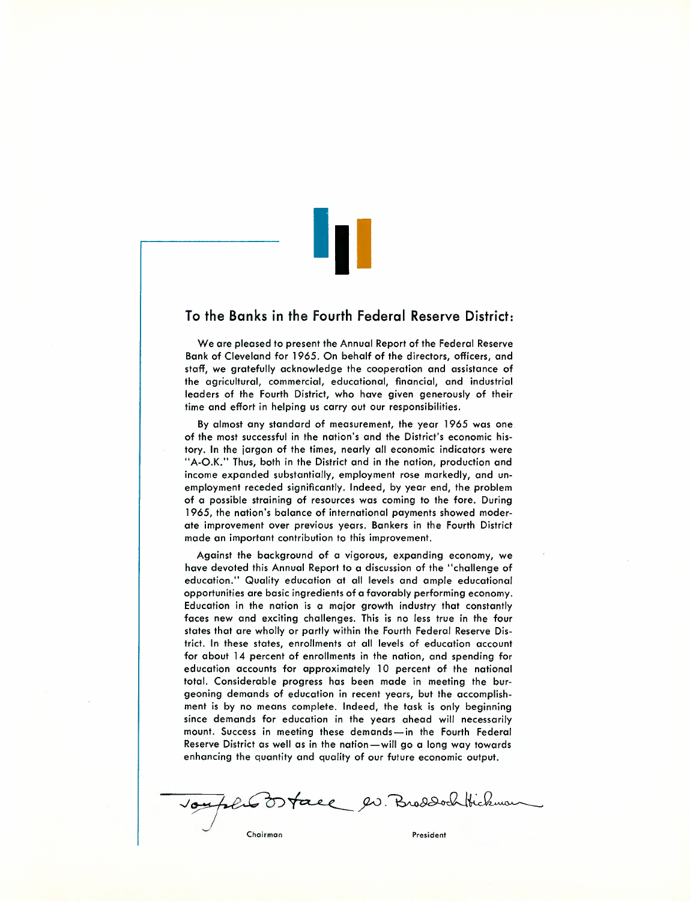## To the Banks in the Fourth Federal Reserve District:

We are pleased to present the Annual Report of the Federal Reserve Bank of Cleveland for 1965. On behalf of the directors, officers, and staff, we gratefully acknowledge the cooperation and assistance of the agricultural, commercial, educational, financial, and industrial leaders of the Fourth District, who have given generously of their time and effort in helping us carry out our responsibilities.

By almost any standard of measurement, the year 1965 was one of the most successful in the nation's and the District's economic history. In the jargon of the times, nearly all economic indicators were "A-O.K." Thus, both in the District and in the nation, production and income expanded substantially, employment rose markedly, and unemployment receded significantly. Indeed, by year end, the problem of a possible straining of resources was coming to the fore. During 1965, the nation's balance of international payments showed moderate improvement over previous years. Bankers in the Fourth District made an important contribution to this improvement.

Against the background of a vigorous, expanding economy, we have devoted this Annual Report to a discussion of the "challenge of education." Quality education at all levels and ample educational opportunities are basic ingredients of a favorably performing economy. Education in the nation is a major growth industry that constantly faces new and exciting challenges. This is no less true in the four states that are wholly or partly within the Fourth Federal Reserve District. In these states, enrollments at all levels of education account for about 14 percent of enrollments in the nation, and spending for education accounts for approximately 10 percent of the national total. Considerable progress has been made in meeting the burgeoning demands of education in recent years, but the accomplishment is by no means complete. Indeed, the task is only beginning since demands for education in the years ahead will necessarily mount. Success in meeting these demands—in the Fourth Federal Reserve District as well as in the nation—will go a long way towards enhancing the quantity and quality of our future economic output.

Joseph B. Hall — Chairman

W. Braddock Hickman — President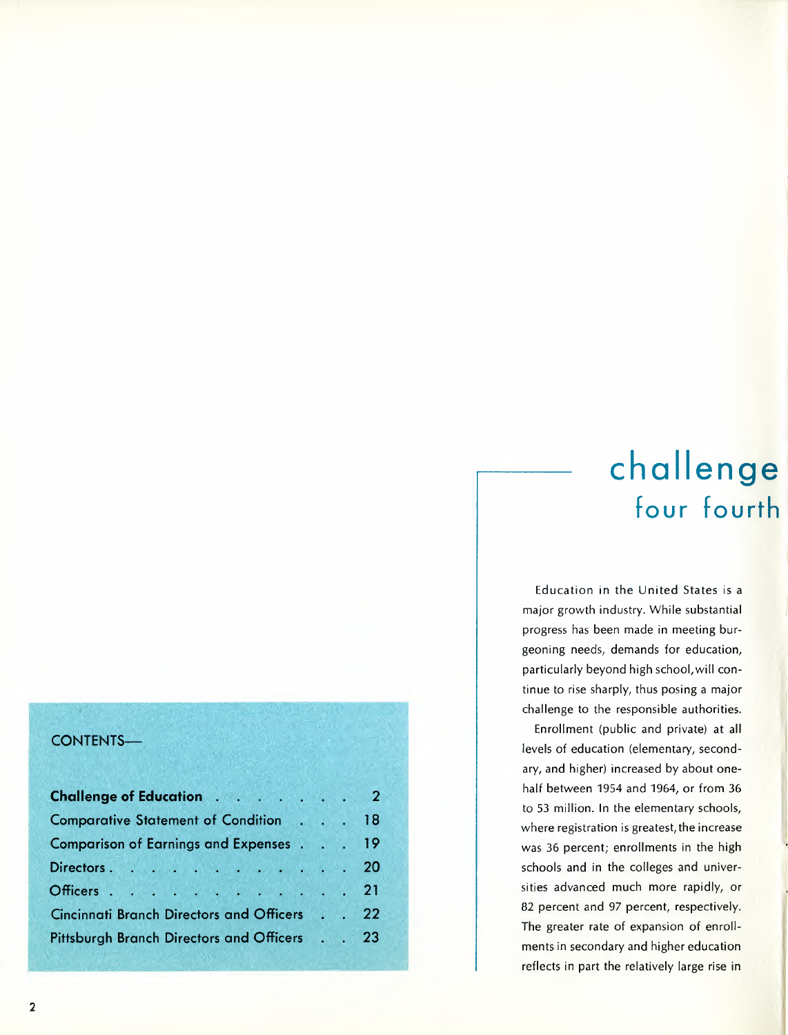CONTENTS—

| | |
|---|---|
| **Challenge of Education** | 2 |
| Comparative Statement of Condition | 18 |
| Comparison of Earnings and Expenses | 19 |
| Directors | 20 |
| Officers | 21 |
| Cincinnati Branch Directors and Officers | 22 |
| Pittsburgh Branch Directors and Officers | 23 |

# challenge four fourth

Education in the United States is a major growth industry. While substantial progress has been made in meeting burgeoning needs, demands for education, particularly beyond high school, will continue to rise sharply, thus posing a major challenge to the responsible authorities.

Enrollment (public and private) at all levels of education (elementary, secondary, and higher) increased by about one-half between 1954 and 1964, or from 36 to 53 million. In the elementary schools, where registration is greatest, the increase was 36 percent; enrollments in the high schools and in the colleges and universities advanced much more rapidly, or 82 percent and 97 percent, respectively. The greater rate of expansion of enrollments in secondary and higher education reflects in part the relatively large rise in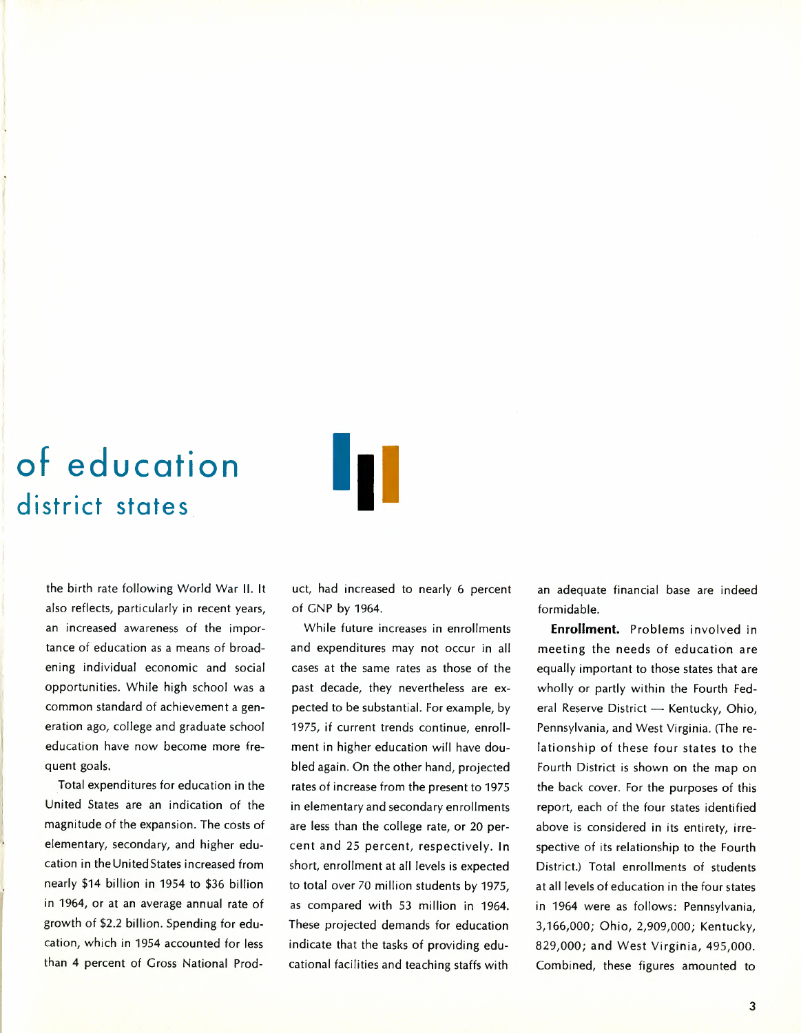# of education
## district states

the birth rate following World War II. It also reflects, particularly in recent years, an increased awareness of the importance of education as a means of broadening individual economic and social opportunities. While high school was a common standard of achievement a generation ago, college and graduate school education have now become more frequent goals.

Total expenditures for education in the United States are an indication of the magnitude of the expansion. The costs of elementary, secondary, and higher education in the United States increased from nearly $14 billion in 1954 to $36 billion in 1964, or at an average annual rate of growth of $2.2 billion. Spending for education, which in 1954 accounted for less than 4 percent of Gross National Product, had increased to nearly 6 percent of GNP by 1964.

While future increases in enrollments and expenditures may not occur in all cases at the same rates as those of the past decade, they nevertheless are expected to be substantial. For example, by 1975, if current trends continue, enrollment in higher education will have doubled again. On the other hand, projected rates of increase from the present to 1975 in elementary and secondary enrollments are less than the college rate, or 20 percent and 25 percent, respectively. In short, enrollment at all levels is expected to total over 70 million students by 1975, as compared with 53 million in 1964. These projected demands for education indicate that the tasks of providing educational facilities and teaching staffs with an adequate financial base are indeed formidable.

**Enrollment.** Problems involved in meeting the needs of education are equally important to those states that are wholly or partly within the Fourth Federal Reserve District — Kentucky, Ohio, Pennsylvania, and West Virginia. (The relationship of these four states to the Fourth District is shown on the map on the back cover. For the purposes of this report, each of the four states identified above is considered in its entirety, irrespective of its relationship to the Fourth District.) Total enrollments of students at all levels of education in the four states in 1964 were as follows: Pennsylvania, 3,166,000; Ohio, 2,909,000; Kentucky, 829,000; and West Virginia, 495,000. Combined, these figures amounted to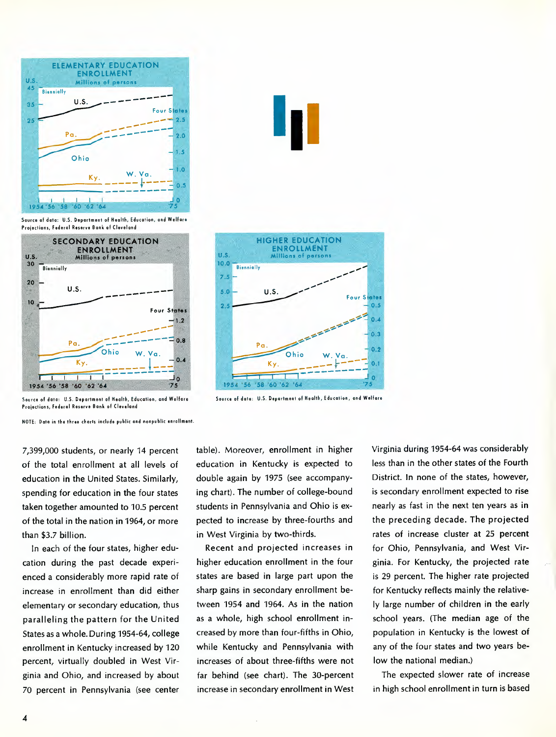ELEMENTARY EDUCATION ENROLLMENT

Millions of persons

Source of data: U.S. Department of Health, Education, and Welfare Projections, Federal Reserve Bank of Cleveland

SECONDARY EDUCATION ENROLLMENT

Millions of persons

Source of data: U.S. Department of Health, Education, and Welfare Projections, Federal Reserve Bank of Cleveland

HIGHER EDUCATION ENROLLMENT

Millions of persons

Source of data: U.S. Department of Health, Education, and Welfare

NOTE: Data in the three charts include public and nonpublic enrollment.

7,399,000 students, or nearly 14 percent of the total enrollment at all levels of education in the United States. Similarly, spending for education in the four states taken together amounted to 10.5 percent of the total in the nation in 1964, or more than $3.7 billion.

In each of the four states, higher education during the past decade experienced a considerably more rapid rate of increase in enrollment than did either elementary or secondary education, thus paralleling the pattern for the United States as a whole. During 1954-64, college enrollment in Kentucky increased by 120 percent, virtually doubled in West Virginia and Ohio, and increased by about 70 percent in Pennsylvania (see center table). Moreover, enrollment in higher education in Kentucky is expected to double again by 1975 (see accompanying chart). The number of college-bound students in Pennsylvania and Ohio is expected to increase by three-fourths and in West Virginia by two-thirds.

Recent and projected increases in higher education enrollment in the four states are based in large part upon the sharp gains in secondary enrollment between 1954 and 1964. As in the nation as a whole, high school enrollment increased by more than four-fifths in Ohio, while Kentucky and Pennsylvania with increases of about three-fifths were not far behind (see chart). The 30-percent increase in secondary enrollment in West Virginia during 1954-64 was considerably less than in the other states of the Fourth District. In none of the states, however, is secondary enrollment expected to rise nearly as fast in the next ten years as in the preceding decade. The projected rates of increase cluster at 25 percent for Ohio, Pennsylvania, and West Virginia. For Kentucky, the projected rate is 29 percent. The higher rate projected for Kentucky reflects mainly the relatively large number of children in the early school years. (The median age of the population in Kentucky is the lowest of any of the four states and two years below the national median.)

The expected slower rate of increase in high school enrollment in turn is based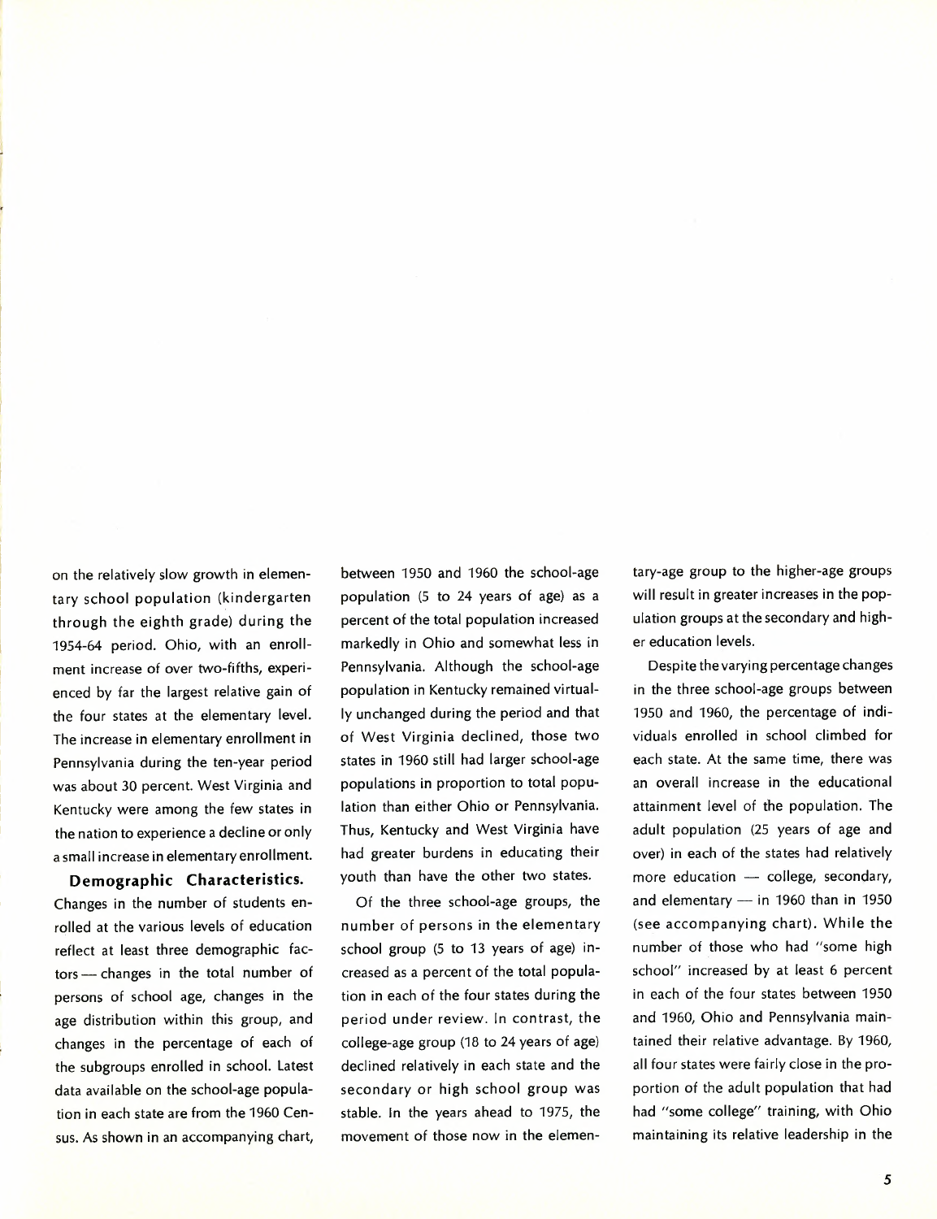on the relatively slow growth in elementary school population (kindergarten through the eighth grade) during the 1954-64 period. Ohio, with an enrollment increase of over two-fifths, experienced by far the largest relative gain of the four states at the elementary level. The increase in elementary enrollment in Pennsylvania during the ten-year period was about 30 percent. West Virginia and Kentucky were among the few states in the nation to experience a decline or only a small increase in elementary enrollment.

**Demographic Characteristics.** Changes in the number of students enrolled at the various levels of education reflect at least three demographic factors — changes in the total number of persons of school age, changes in the age distribution within this group, and changes in the percentage of each of the subgroups enrolled in school. Latest data available on the school-age population in each state are from the 1960 Census. As shown in an accompanying chart, between 1950 and 1960 the school-age population (5 to 24 years of age) as a percent of the total population increased markedly in Ohio and somewhat less in Pennsylvania. Although the school-age population in Kentucky remained virtually unchanged during the period and that of West Virginia declined, those two states in 1960 still had larger school-age populations in proportion to total population than either Ohio or Pennsylvania. Thus, Kentucky and West Virginia have had greater burdens in educating their youth than have the other two states.

Of the three school-age groups, the number of persons in the elementary school group (5 to 13 years of age) increased as a percent of the total population in each of the four states during the period under review. In contrast, the college-age group (18 to 24 years of age) declined relatively in each state and the secondary or high school group was stable. In the years ahead to 1975, the movement of those now in the elementary-age group to the higher-age groups will result in greater increases in the population groups at the secondary and higher education levels.

Despite the varying percentage changes in the three school-age groups between 1950 and 1960, the percentage of individuals enrolled in school climbed for each state. At the same time, there was an overall increase in the educational attainment level of the population. The adult population (25 years of age and over) in each of the states had relatively more education — college, secondary, and elementary — in 1960 than in 1950 (see accompanying chart). While the number of those who had "some high school" increased by at least 6 percent in each of the four states between 1950 and 1960, Ohio and Pennsylvania maintained their relative advantage. By 1960, all four states were fairly close in the proportion of the adult population that had had "some college" training, with Ohio maintaining its relative leadership in the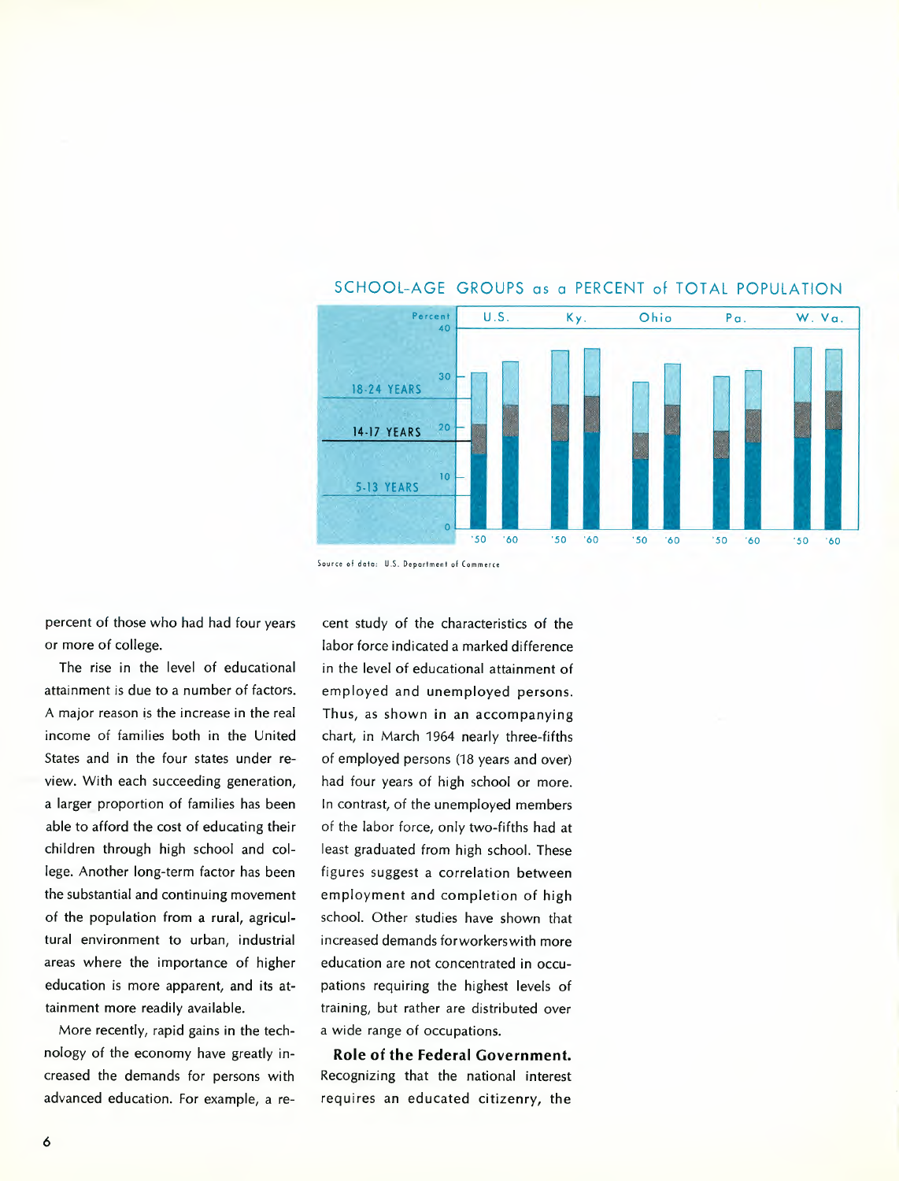SCHOOL-AGE GROUPS as a PERCENT of TOTAL POPULATION

Source of data: U.S. Department of Commerce

percent of those who had had four years or more of college.

The rise in the level of educational attainment is due to a number of factors. A major reason is the increase in the real income of families both in the United States and in the four states under review. With each succeeding generation, a larger proportion of families has been able to afford the cost of educating their children through high school and college. Another long-term factor has been the substantial and continuing movement of the population from a rural, agricultural environment to urban, industrial areas where the importance of higher education is more apparent, and its attainment more readily available.

More recently, rapid gains in the technology of the economy have greatly increased the demands for persons with advanced education. For example, a recent study of the characteristics of the labor force indicated a marked difference in the level of educational attainment of employed and unemployed persons. Thus, as shown in an accompanying chart, in March 1964 nearly three-fifths of employed persons (18 years and over) had four years of high school or more. In contrast, of the unemployed members of the labor force, only two-fifths had at least graduated from high school. These figures suggest a correlation between employment and completion of high school. Other studies have shown that increased demands for workers with more education are not concentrated in occupations requiring the highest levels of training, but rather are distributed over a wide range of occupations.

**Role of the Federal Government.** Recognizing that the national interest requires an educated citizenry, the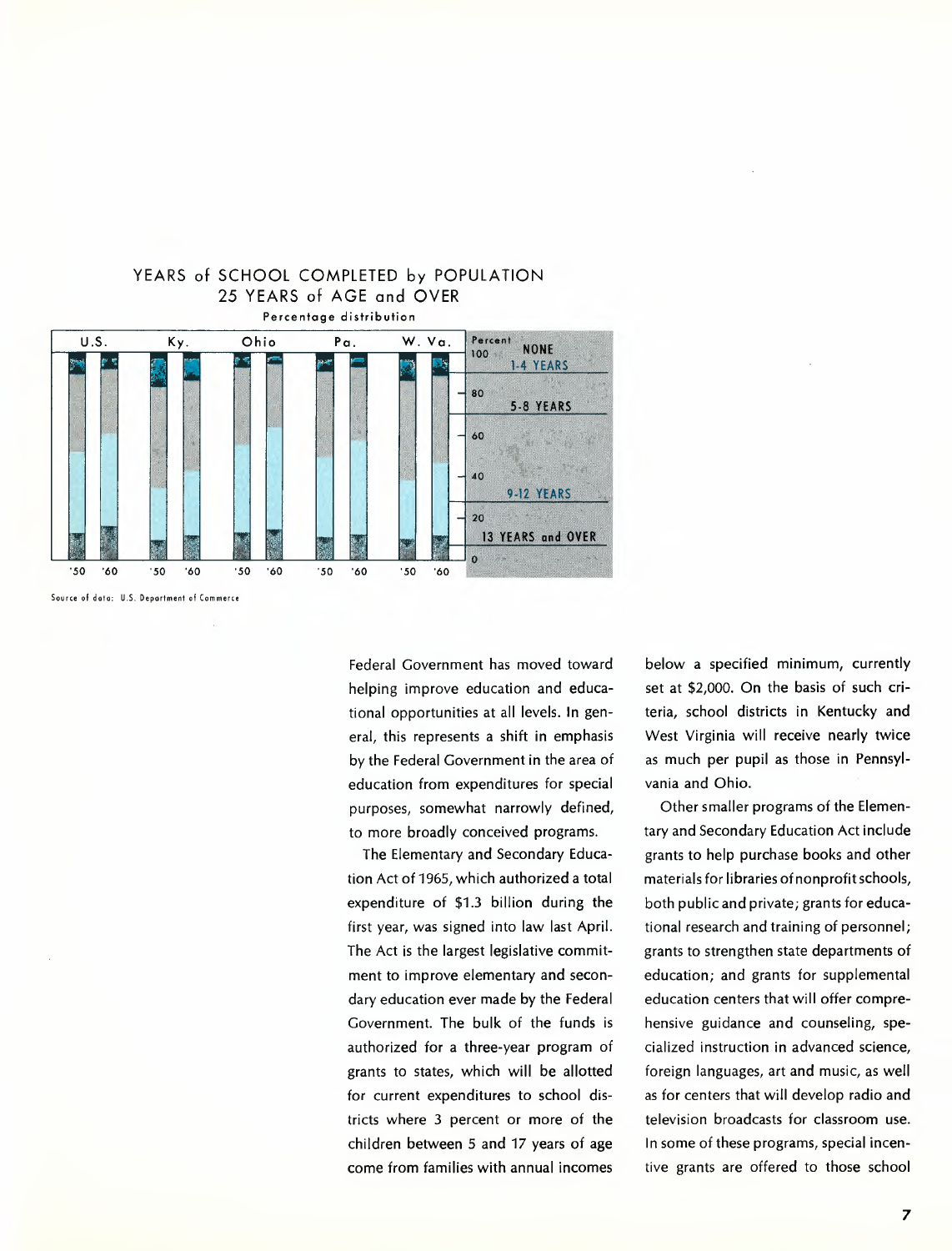YEARS of SCHOOL COMPLETED by POPULATION 25 YEARS of AGE and OVER

Percentage distribution

Source of data: U.S. Department of Commerce

Federal Government has moved toward helping improve education and educational opportunities at all levels. In general, this represents a shift in emphasis by the Federal Government in the area of education from expenditures for special purposes, somewhat narrowly defined, to more broadly conceived programs.

The Elementary and Secondary Education Act of 1965, which authorized a total expenditure of $1.3 billion during the first year, was signed into law last April. The Act is the largest legislative commitment to improve elementary and secondary education ever made by the Federal Government. The bulk of the funds is authorized for a three-year program of grants to states, which will be allotted for current expenditures to school districts where 3 percent or more of the children between 5 and 17 years of age come from families with annual incomes below a specified minimum, currently set at $2,000. On the basis of such criteria, school districts in Kentucky and West Virginia will receive nearly twice as much per pupil as those in Pennsylvania and Ohio.

Other smaller programs of the Elementary and Secondary Education Act include grants to help purchase books and other materials for libraries of nonprofit schools, both public and private; grants for educational research and training of personnel; grants to strengthen state departments of education; and grants for supplemental education centers that will offer comprehensive guidance and counseling, specialized instruction in advanced science, foreign languages, art and music, as well as for centers that will develop radio and television broadcasts for classroom use. In some of these programs, special incentive grants are offered to those school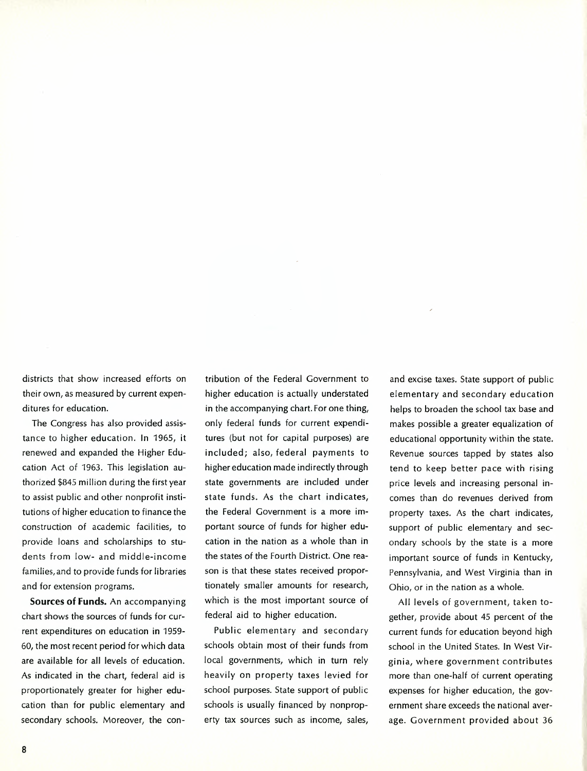districts that show increased efforts on their own, as measured by current expenditures for education.

The Congress has also provided assistance to higher education. In 1965, it renewed and expanded the Higher Education Act of 1963. This legislation authorized $845 million during the first year to assist public and other nonprofit institutions of higher education to finance the construction of academic facilities, to provide loans and scholarships to students from low- and middle-income families, and to provide funds for libraries and for extension programs.

**Sources of Funds.** An accompanying chart shows the sources of funds for current expenditures on education in 1959-60, the most recent period for which data are available for all levels of education. As indicated in the chart, federal aid is proportionately greater for higher education than for public elementary and secondary schools. Moreover, the contribution of the Federal Government to higher education is actually understated in the accompanying chart. For one thing, only federal funds for current expenditures (but not for capital purposes) are included; also, federal payments to higher education made indirectly through state governments are included under state funds. As the chart indicates, the Federal Government is a more important source of funds for higher education in the nation as a whole than in the states of the Fourth District. One reason is that these states received proportionately smaller amounts for research, which is the most important source of federal aid to higher education.

Public elementary and secondary schools obtain most of their funds from local governments, which in turn rely heavily on property taxes levied for school purposes. State support of public schools is usually financed by nonproperty tax sources such as income, sales, and excise taxes. State support of public elementary and secondary education helps to broaden the school tax base and makes possible a greater equalization of educational opportunity within the state. Revenue sources tapped by states also tend to keep better pace with rising price levels and increasing personal incomes than do revenues derived from property taxes. As the chart indicates, support of public elementary and secondary schools by the state is a more important source of funds in Kentucky, Pennsylvania, and West Virginia than in Ohio, or in the nation as a whole.

All levels of government, taken together, provide about 45 percent of the current funds for education beyond high school in the United States. In West Virginia, where government contributes more than one-half of current operating expenses for higher education, the government share exceeds the national average. Government provided about 36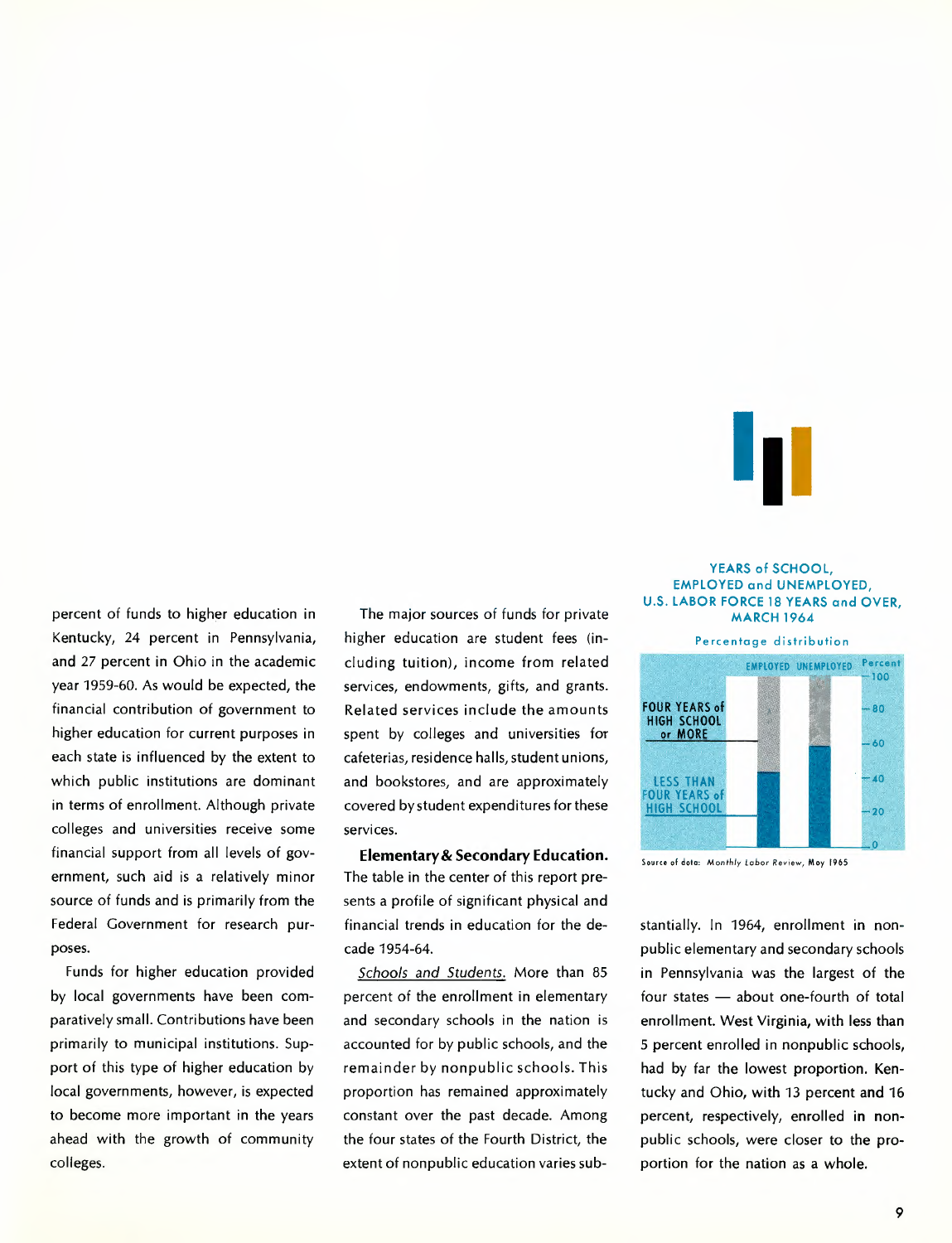percent of funds to higher education in Kentucky, 24 percent in Pennsylvania, and 27 percent in Ohio in the academic year 1959-60. As would be expected, the financial contribution of government to higher education for current purposes in each state is influenced by the extent to which public institutions are dominant in terms of enrollment. Although private colleges and universities receive some financial support from all levels of government, such aid is a relatively minor source of funds and is primarily from the Federal Government for research purposes.

Funds for higher education provided by local governments have been comparatively small. Contributions have been primarily to municipal institutions. Support of this type of higher education by local governments, however, is expected to become more important in the years ahead with the growth of community colleges.

The major sources of funds for private higher education are student fees (including tuition), income from related services, endowments, gifts, and grants. Related services include the amounts spent by colleges and universities for cafeterias, residence halls, student unions, and bookstores, and are approximately covered by student expenditures for these services.

**Elementary & Secondary Education.** The table in the center of this report presents a profile of significant physical and financial trends in education for the decade 1954-64.

*Schools and Students.* More than 85 percent of the enrollment in elementary and secondary schools in the nation is accounted for by public schools, and the remainder by nonpublic schools. This proportion has remained approximately constant over the past decade. Among the four states of the Fourth District, the extent of nonpublic education varies substantially. In 1964, enrollment in nonpublic elementary and secondary schools in Pennsylvania was the largest of the four states — about one-fourth of total enrollment. West Virginia, with less than 5 percent enrolled in nonpublic schools, had by far the lowest proportion. Kentucky and Ohio, with 13 percent and 16 percent, respectively, enrolled in nonpublic schools, were closer to the proportion for the nation as a whole.

YEARS of SCHOOL, EMPLOYED and UNEMPLOYED, U.S. LABOR FORCE 18 YEARS and OVER, MARCH 1964

Percentage distribution

Source of data: *Monthly Labor Review*, May 1965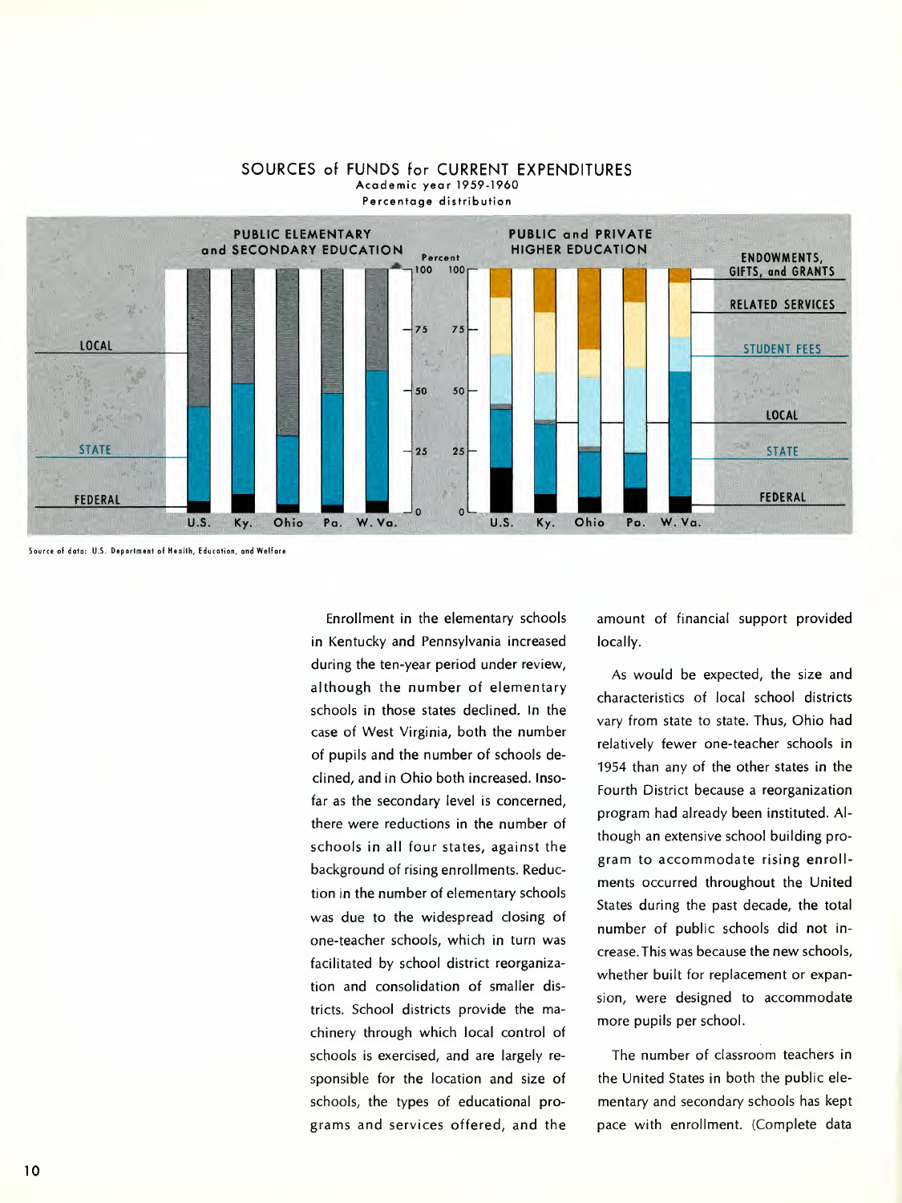## SOURCES of FUNDS for CURRENT EXPENDITURES

Academic year 1959-1960

Percentage distribution

PUBLIC ELEMENTARY and SECONDARY EDUCATION — LOCAL, STATE, FEDERAL — U.S., Ky., Ohio, Pa., W. Va.

PUBLIC and PRIVATE HIGHER EDUCATION — ENDOWMENTS, GIFTS, and GRANTS; RELATED SERVICES; STUDENT FEES; LOCAL; STATE; FEDERAL — U.S., Ky., Ohio, Pa., W. Va.

Source of data: U.S. Department of Health, Education, and Welfare

Enrollment in the elementary schools in Kentucky and Pennsylvania increased during the ten-year period under review, although the number of elementary schools in those states declined. In the case of West Virginia, both the number of pupils and the number of schools declined, and in Ohio both increased. Insofar as the secondary level is concerned, there were reductions in the number of schools in all four states, against the background of rising enrollments. Reduction in the number of elementary schools was due to the widespread closing of one-teacher schools, which in turn was facilitated by school district reorganization and consolidation of smaller districts. School districts provide the machinery through which local control of schools is exercised, and are largely responsible for the location and size of schools, the types of educational programs and services offered, and the amount of financial support provided locally.

As would be expected, the size and characteristics of local school districts vary from state to state. Thus, Ohio had relatively fewer one-teacher schools in 1954 than any of the other states in the Fourth District because a reorganization program had already been instituted. Although an extensive school building program to accommodate rising enrollments occurred throughout the United States during the past decade, the total number of public schools did not increase. This was because the new schools, whether built for replacement or expansion, were designed to accommodate more pupils per school.

The number of classroom teachers in the United States in both the public elementary and secondary schools has kept pace with enrollment. (Complete data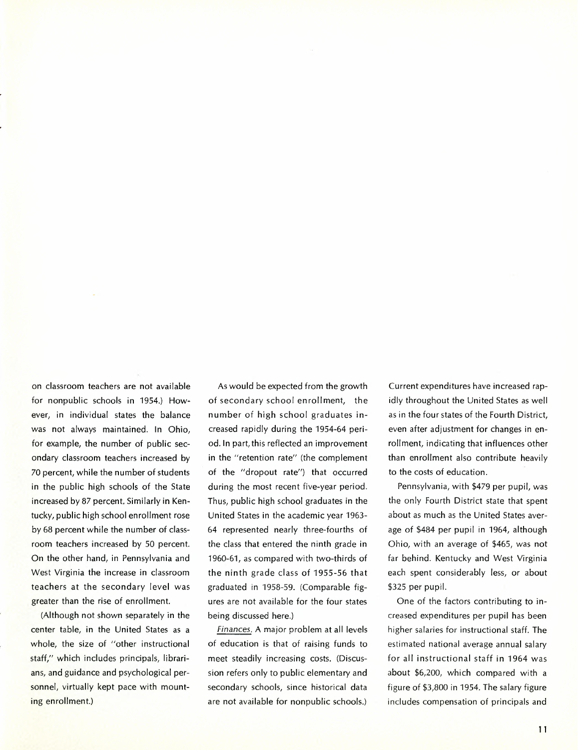on classroom teachers are not available for nonpublic schools in 1954.) However, in individual states the balance was not always maintained. In Ohio, for example, the number of public secondary classroom teachers increased by 70 percent, while the number of students in the public high schools of the State increased by 87 percent. Similarly in Kentucky, public high school enrollment rose by 68 percent while the number of classroom teachers increased by 50 percent. On the other hand, in Pennsylvania and West Virginia the increase in classroom teachers at the secondary level was greater than the rise of enrollment.

(Although not shown separately in the center table, in the United States as a whole, the size of "other instructional staff," which includes principals, librarians, and guidance and psychological personnel, virtually kept pace with mounting enrollment.)

As would be expected from the growth of secondary school enrollment, the number of high school graduates increased rapidly during the 1954-64 period. In part, this reflected an improvement in the "retention rate" (the complement of the "dropout rate") that occurred during the most recent five-year period. Thus, public high school graduates in the United States in the academic year 1963-64 represented nearly three-fourths of the class that entered the ninth grade in 1960-61, as compared with two-thirds of the ninth grade class of 1955-56 that graduated in 1958-59. (Comparable figures are not available for the four states being discussed here.)

_Finances._ A major problem at all levels of education is that of raising funds to meet steadily increasing costs. (Discussion refers only to public elementary and secondary schools, since historical data are not available for nonpublic schools.) Current expenditures have increased rapidly throughout the United States as well as in the four states of the Fourth District, even after adjustment for changes in enrollment, indicating that influences other than enrollment also contribute heavily to the costs of education.

Pennsylvania, with $479 per pupil, was the only Fourth District state that spent about as much as the United States average of $484 per pupil in 1964, although Ohio, with an average of $465, was not far behind. Kentucky and West Virginia each spent considerably less, or about $325 per pupil.

One of the factors contributing to increased expenditures per pupil has been higher salaries for instructional staff. The estimated national average annual salary for all instructional staff in 1964 was about $6,200, which compared with a figure of $3,800 in 1954. The salary figure includes compensation of principals and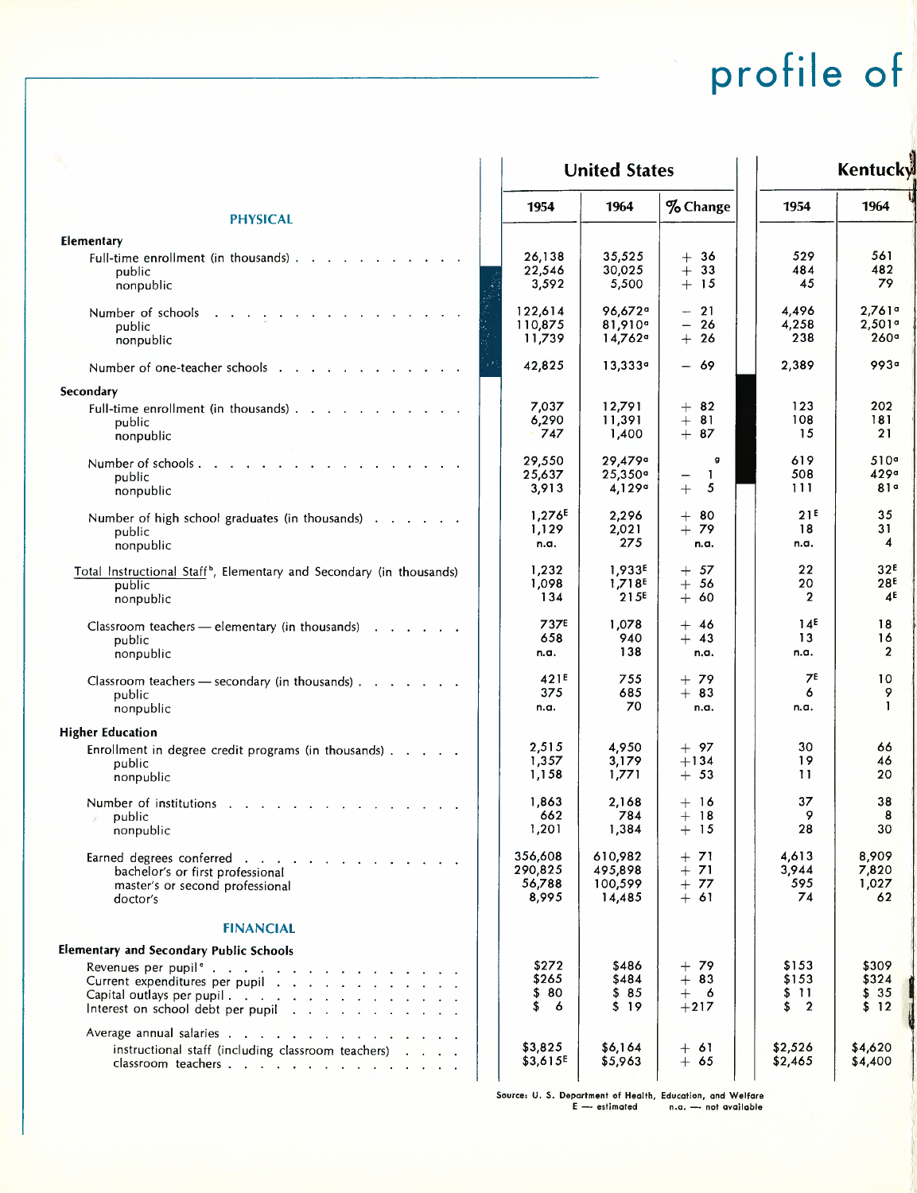# profile of

| | United States | | | Kentucky | |
|---|---|---|---|---|---|
| | 1954 | 1964 | % Change | 1954 | 1964 |
| **PHYSICAL** | | | | | |
| **Elementary** | | | | | |
| Full-time enrollment (in thousands) | 26,138 | 35,525 | + 36 | 529 | 561 |
| public | 22,546 | 30,025 | + 33 | 484 | 482 |
| nonpublic | 3,592 | 5,500 | + 15 | 45 | 79 |
| Number of schools | 122,614 | 96,672[a] | − 21 | 4,496 | 2,761[a] |
| public | 110,875 | 81,910[a] | − 26 | 4,258 | 2,501[a] |
| nonpublic | 11,739 | 14,762[a] | + 26 | 238 | 260[a] |
| Number of one-teacher schools | 42,825 | 13,333[a] | − 69 | 2,389 | 993[a] |
| **Secondary** | | | | | |
| Full-time enrollment (in thousands) | 7,037 | 12,791 | + 82 | 123 | 202 |
| public | 6,290 | 11,391 | + 81 | 108 | 181 |
| nonpublic | 747 | 1,400 | + 87 | 15 | 21 |
| Number of schools | 29,550 | 29,479[a] | [g] | 619 | 510[a] |
| public | 25,637 | 25,350[a] | − 1 | 508 | 429[a] |
| nonpublic | 3,913 | 4,129[a] | + 5 | 111 | 81[a] |
| Number of high school graduates (in thousands) | 1,276[E] | 2,296 | + 80 | 21[E] | 35 |
| public | 1,129 | 2,021 | + 79 | 18 | 31 |
| nonpublic | n.a. | 275 | n.a. | n.a. | 4 |
| Total Instructional Staff[b], Elementary and Secondary (in thousands) | 1,232 | 1,933[E] | + 57 | 22 | 32[E] |
| public | 1,098 | 1,718[E] | + 56 | 20 | 28[E] |
| nonpublic | 134 | 215[E] | + 60 | 2 | 4[E] |
| Classroom teachers — elementary (in thousands) | 737[E] | 1,078 | + 46 | 14[E] | 18 |
| public | 658 | 940 | + 43 | 13 | 16 |
| nonpublic | n.a. | 138 | n.a. | n.a. | 2 |
| Classroom teachers — secondary (in thousands) | 421[E] | 755 | + 79 | 7[E] | 10 |
| public | 375 | 685 | + 83 | 6 | 9 |
| nonpublic | n.a. | 70 | n.a. | n.a. | 1 |
| **Higher Education** | | | | | |
| Enrollment in degree credit programs (in thousands) | 2,515 | 4,950 | + 97 | 30 | 66 |
| public | 1,357 | 3,179 | +134 | 19 | 46 |
| nonpublic | 1,158 | 1,771 | + 53 | 11 | 20 |
| Number of institutions | 1,863 | 2,168 | + 16 | 37 | 38 |
| public | 662 | 784 | + 18 | 9 | 8 |
| nonpublic | 1,201 | 1,384 | + 15 | 28 | 30 |
| Earned degrees conferred | 356,608 | 610,982 | + 71 | 4,613 | 8,909 |
| bachelor's or first professional | 290,825 | 495,898 | + 71 | 3,944 | 7,820 |
| master's or second professional | 56,788 | 100,599 | + 77 | 595 | 1,027 |
| doctor's | 8,995 | 14,485 | + 61 | 74 | 62 |
| **FINANCIAL** | | | | | |
| **Elementary and Secondary Public Schools** | | | | | |
| Revenues per pupil[c] | $272 | $486 | + 79 | $153 | $309 |
| Current expenditures per pupil | $265 | $484 | + 83 | $153 | $324 |
| Capital outlays per pupil | $ 80 | $ 85 | + 6 | $ 11 | $ 35 |
| Interest on school debt per pupil | $ 6 | $ 19 | +217 | $ 2 | $ 12 |
| Average annual salaries | | | | | |
| instructional staff (including classroom teachers) | $3,825 | $6,164 | + 61 | $2,526 | $4,620 |
| classroom teachers | $3,615[E] | $5,963 | + 65 | $2,465 | $4,400 |

Source: U. S. Department of Health, Education, and Welfare
E — estimated n.a. — not available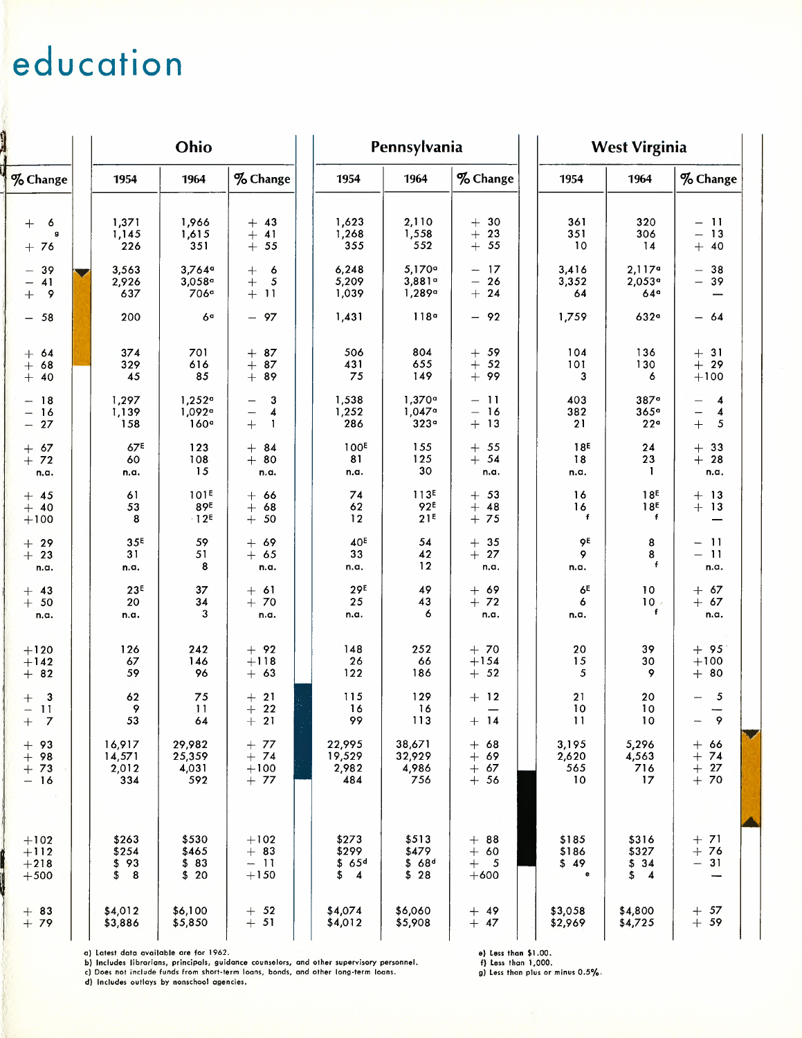# education

| % Change | Ohio 1954 | Ohio 1964 | Ohio % Change | Pennsylvania 1954 | Pennsylvania 1964 | Pennsylvania % Change | West Virginia 1954 | West Virginia 1964 | West Virginia % Change |
|---|---|---|---|---|---|---|---|---|---|
| + 6 | 1,371 | 1,966 | + 43 | 1,623 | 2,110 | + 30 | 361 | 320 | − 11 |
| g | 1,145 | 1,615 | + 41 | 1,268 | 1,558 | + 23 | 351 | 306 | − 13 |
| + 76 | 226 | 351 | + 55 | 355 | 552 | + 55 | 10 | 14 | + 40 |
| − 39 | 3,563 | 3,764a | + 6 | 6,248 | 5,170a | − 17 | 3,416 | 2,117a | − 38 |
| − 41 | 2,926 | 3,058a | + 5 | 5,209 | 3,881a | − 26 | 3,352 | 2,053a | − 39 |
| + 9 | 637 | 706a | + 11 | 1,039 | 1,289a | + 24 | 64 | 64a | — |
| − 58 | 200 | 6a | − 97 | 1,431 | 118a | − 92 | 1,759 | 632a | − 64 |
| + 64 | 374 | 701 | + 87 | 506 | 804 | + 59 | 104 | 136 | + 31 |
| + 68 | 329 | 616 | + 87 | 431 | 655 | + 52 | 101 | 130 | + 29 |
| + 40 | 45 | 85 | + 89 | 75 | 149 | + 99 | 3 | 6 | +100 |
| − 18 | 1,297 | 1,252a | − 3 | 1,538 | 1,370a | − 11 | 403 | 387a | − 4 |
| − 16 | 1,139 | 1,092a | − 4 | 1,252 | 1,047a | − 16 | 382 | 365a | − 4 |
| − 27 | 158 | 160a | + 1 | 286 | 323a | + 13 | 21 | 22a | + 5 |
| + 67 | 67E | 123 | + 84 | 100E | 155 | + 55 | 18E | 24 | + 33 |
| + 72 | 60 | 108 | + 80 | 81 | 125 | + 54 | 18 | 23 | + 28 |
| n.a. | n.a. | 15 | n.a. | n.a. | 30 | n.a. | n.a. | 1 | n.a. |
| + 45 | 61 | 101E | + 66 | 74 | 113E | + 53 | 16 | 18E | + 13 |
| + 40 | 53 | 89E | + 68 | 62 | 92E | + 48 | 16 | 18E | + 13 |
| +100 | 8 | 12E | + 50 | 12 | 21E | + 75 | f | f | — |
| + 29 | 35E | 59 | + 69 | 40E | 54 | + 35 | 9E | 8 | − 11 |
| + 23 | 31 | 51 | + 65 | 33 | 42 | + 27 | 9 | 8 | − 11 |
| n.a. | n.a. | 8 | n.a. | n.a. | 12 | n.a. | n.a. | f | n.a. |
| + 43 | 23E | 37 | + 61 | 29E | 49 | + 69 | 6E | 10 | + 67 |
| + 50 | 20 | 34 | + 70 | 25 | 43 | + 72 | 6 | 10 | + 67 |
| n.a. | n.a. | 3 | n.a. | n.a. | 6 | n.a. | n.a. | f | n.a. |
| +120 | 126 | 242 | + 92 | 148 | 252 | + 70 | 20 | 39 | + 95 |
| +142 | 67 | 146 | +118 | 26 | 66 | +154 | 15 | 30 | +100 |
| + 82 | 59 | 96 | + 63 | 122 | 186 | + 52 | 5 | 9 | + 80 |
| + 3 | 62 | 75 | + 21 | 115 | 129 | + 12 | 21 | 20 | − 5 |
| − 11 | 9 | 11 | + 22 | 16 | 16 | — | 10 | 10 | — |
| + 7 | 53 | 64 | + 21 | 99 | 113 | + 14 | 11 | 10 | − 9 |
| + 93 | 16,917 | 29,982 | + 77 | 22,995 | 38,671 | + 68 | 3,195 | 5,296 | + 66 |
| + 98 | 14,571 | 25,359 | + 74 | 19,529 | 32,929 | + 69 | 2,620 | 4,563 | + 74 |
| + 73 | 2,012 | 4,031 | +100 | 2,982 | 4,986 | + 67 | 565 | 716 | + 27 |
| − 16 | 334 | 592 | + 77 | 484 | 756 | + 56 | 10 | 17 | + 70 |
| +102 | $263 | $530 | +102 | $273 | $513 | + 88 | $185 | $316 | + 71 |
| +112 | $254 | $465 | + 83 | $299 | $479 | + 60 | $186 | $327 | + 76 |
| +218 | $ 93 | $ 83 | − 11 | $ 65d | $ 68d | + 5 | $ 49 | $ 34 | − 31 |
| +500 | $ 8 | $ 20 | +150 | $ 4 | $ 28 | +600 | e | $ 4 | — |
| + 83 | $4,012 | $6,100 | + 52 | $4,074 | $6,060 | + 49 | $3,058 | $4,800 | + 57 |
| + 79 | $3,886 | $5,850 | + 51 | $4,012 | $5,908 | + 47 | $2,969 | $4,725 | + 59 |

a) Latest data available are for 1962.
b) Includes librarians, principals, guidance counselors, and other supervisory personnel.
c) Does not include funds from short-term loans, bonds, and other long-term loans.
d) Includes outlays by nonschool agencies.
e) Less than $1.00.
f) Less than 1,000.
g) Less than plus or minus 0.5%.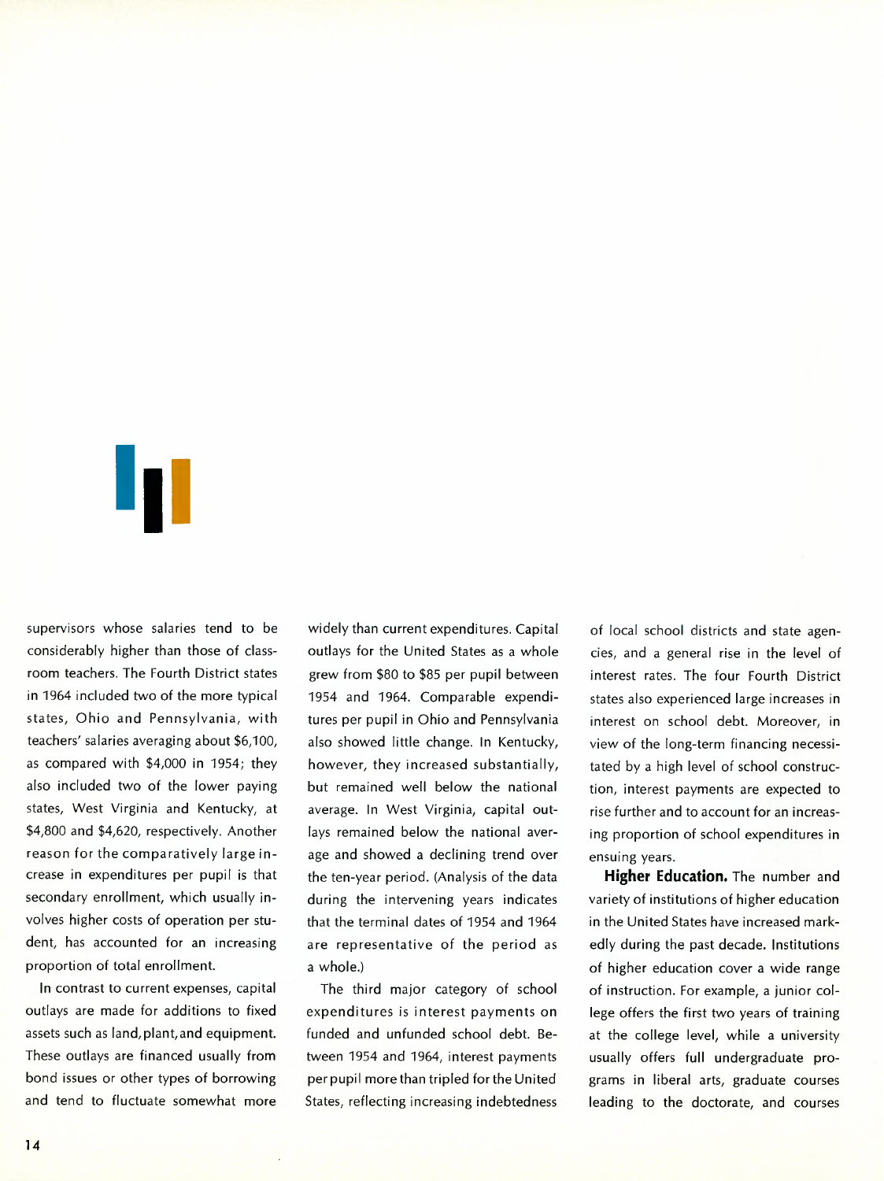supervisors whose salaries tend to be considerably higher than those of classroom teachers. The Fourth District states in 1964 included two of the more typical states, Ohio and Pennsylvania, with teachers' salaries averaging about $6,100, as compared with $4,000 in 1954; they also included two of the lower paying states, West Virginia and Kentucky, at $4,800 and $4,620, respectively. Another reason for the comparatively large increase in expenditures per pupil is that secondary enrollment, which usually involves higher costs of operation per student, has accounted for an increasing proportion of total enrollment.

In contrast to current expenses, capital outlays are made for additions to fixed assets such as land, plant, and equipment. These outlays are financed usually from bond issues or other types of borrowing and tend to fluctuate somewhat more widely than current expenditures. Capital outlays for the United States as a whole grew from $80 to $85 per pupil between 1954 and 1964. Comparable expenditures per pupil in Ohio and Pennsylvania also showed little change. In Kentucky, however, they increased substantially, but remained well below the national average. In West Virginia, capital outlays remained below the national average and showed a declining trend over the ten-year period. (Analysis of the data during the intervening years indicates that the terminal dates of 1954 and 1964 are representative of the period as a whole.)

The third major category of school expenditures is interest payments on funded and unfunded school debt. Between 1954 and 1964, interest payments per pupil more than tripled for the United States, reflecting increasing indebtedness of local school districts and state agencies, and a general rise in the level of interest rates. The four Fourth District states also experienced large increases in interest on school debt. Moreover, in view of the long-term financing necessitated by a high level of school construction, interest payments are expected to rise further and to account for an increasing proportion of school expenditures in ensuing years.

**Higher Education.** The number and variety of institutions of higher education in the United States have increased markedly during the past decade. Institutions of higher education cover a wide range of instruction. For example, a junior college offers the first two years of training at the college level, while a university usually offers full undergraduate programs in liberal arts, graduate courses leading to the doctorate, and courses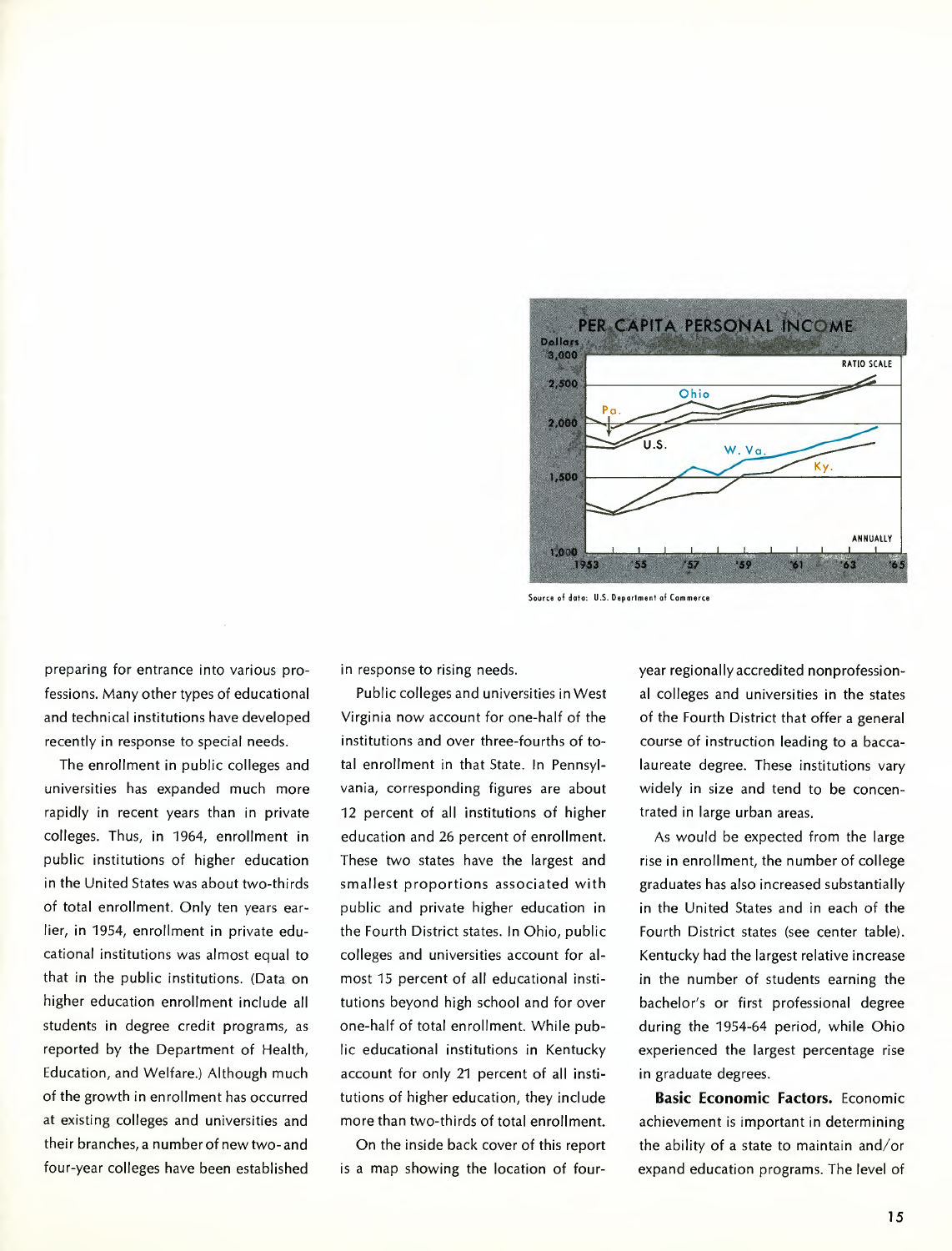PER CAPITA PERSONAL INCOME

Source of data: U.S. Department of Commerce

preparing for entrance into various professions. Many other types of educational and technical institutions have developed recently in response to special needs.

The enrollment in public colleges and universities has expanded much more rapidly in recent years than in private colleges. Thus, in 1964, enrollment in public institutions of higher education in the United States was about two-thirds of total enrollment. Only ten years earlier, in 1954, enrollment in private educational institutions was almost equal to that in the public institutions. (Data on higher education enrollment include all students in degree credit programs, as reported by the Department of Health, Education, and Welfare.) Although much of the growth in enrollment has occurred at existing colleges and universities and their branches, a number of new two- and four-year colleges have been established in response to rising needs.

Public colleges and universities in West Virginia now account for one-half of the institutions and over three-fourths of total enrollment in that State. In Pennsylvania, corresponding figures are about 12 percent of all institutions of higher education and 26 percent of enrollment. These two states have the largest and smallest proportions associated with public and private higher education in the Fourth District states. In Ohio, public colleges and universities account for almost 15 percent of all educational institutions beyond high school and for over one-half of total enrollment. While public educational institutions in Kentucky account for only 21 percent of all institutions of higher education, they include more than two-thirds of total enrollment.

On the inside back cover of this report is a map showing the location of four-year regionally accredited nonprofessional colleges and universities in the states of the Fourth District that offer a general course of instruction leading to a baccalaureate degree. These institutions vary widely in size and tend to be concentrated in large urban areas.

As would be expected from the large rise in enrollment, the number of college graduates has also increased substantially in the United States and in each of the Fourth District states (see center table). Kentucky had the largest relative increase in the number of students earning the bachelor's or first professional degree during the 1954-64 period, while Ohio experienced the largest percentage rise in graduate degrees.

**Basic Economic Factors.** Economic achievement is important in determining the ability of a state to maintain and/or expand education programs. The level of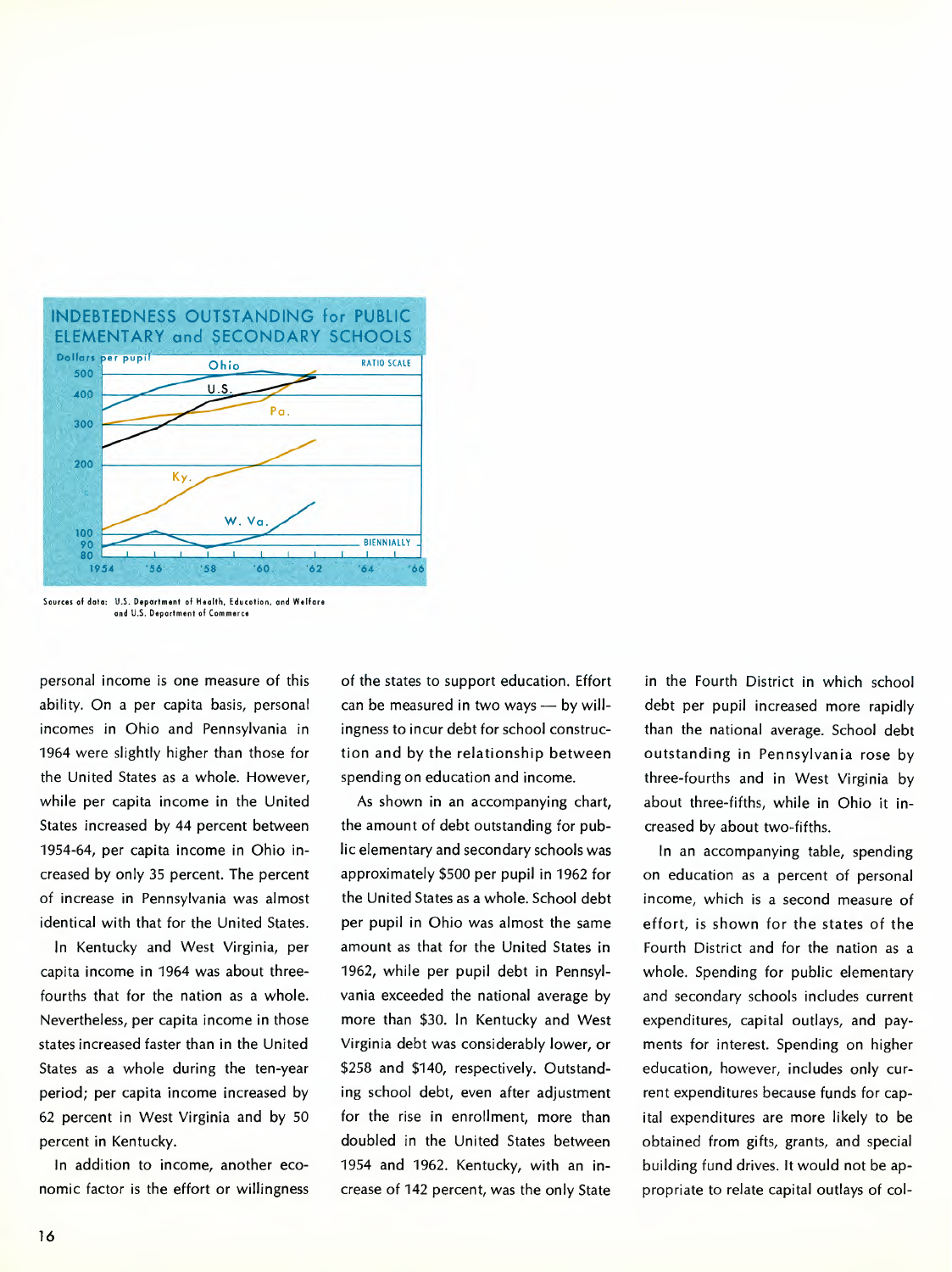INDEBTEDNESS OUTSTANDING for PUBLIC ELEMENTARY and SECONDARY SCHOOLS

Sources of data: U.S. Department of Health, Education, and Welfare and U.S. Department of Commerce

personal income is one measure of this ability. On a per capita basis, personal incomes in Ohio and Pennsylvania in 1964 were slightly higher than those for the United States as a whole. However, while per capita income in the United States increased by 44 percent between 1954-64, per capita income in Ohio increased by only 35 percent. The percent of increase in Pennsylvania was almost identical with that for the United States.

In Kentucky and West Virginia, per capita income in 1964 was about three-fourths that for the nation as a whole. Nevertheless, per capita income in those states increased faster than in the United States as a whole during the ten-year period; per capita income increased by 62 percent in West Virginia and by 50 percent in Kentucky.

In addition to income, another economic factor is the effort or willingness of the states to support education. Effort can be measured in two ways — by willingness to incur debt for school construction and by the relationship between spending on education and income.

As shown in an accompanying chart, the amount of debt outstanding for public elementary and secondary schools was approximately $500 per pupil in 1962 for the United States as a whole. School debt per pupil in Ohio was almost the same amount as that for the United States in 1962, while per pupil debt in Pennsylvania exceeded the national average by more than $30. In Kentucky and West Virginia debt was considerably lower, or $258 and $140, respectively. Outstanding school debt, even after adjustment for the rise in enrollment, more than doubled in the United States between 1954 and 1962. Kentucky, with an increase of 142 percent, was the only State in the Fourth District in which school debt per pupil increased more rapidly than the national average. School debt outstanding in Pennsylvania rose by three-fourths and in West Virginia by about three-fifths, while in Ohio it increased by about two-fifths.

In an accompanying table, spending on education as a percent of personal income, which is a second measure of effort, is shown for the states of the Fourth District and for the nation as a whole. Spending for public elementary and secondary schools includes current expenditures, capital outlays, and payments for interest. Spending on higher education, however, includes only current expenditures because funds for capital expenditures are more likely to be obtained from gifts, grants, and special building fund drives. It would not be appropriate to relate capital outlays of col-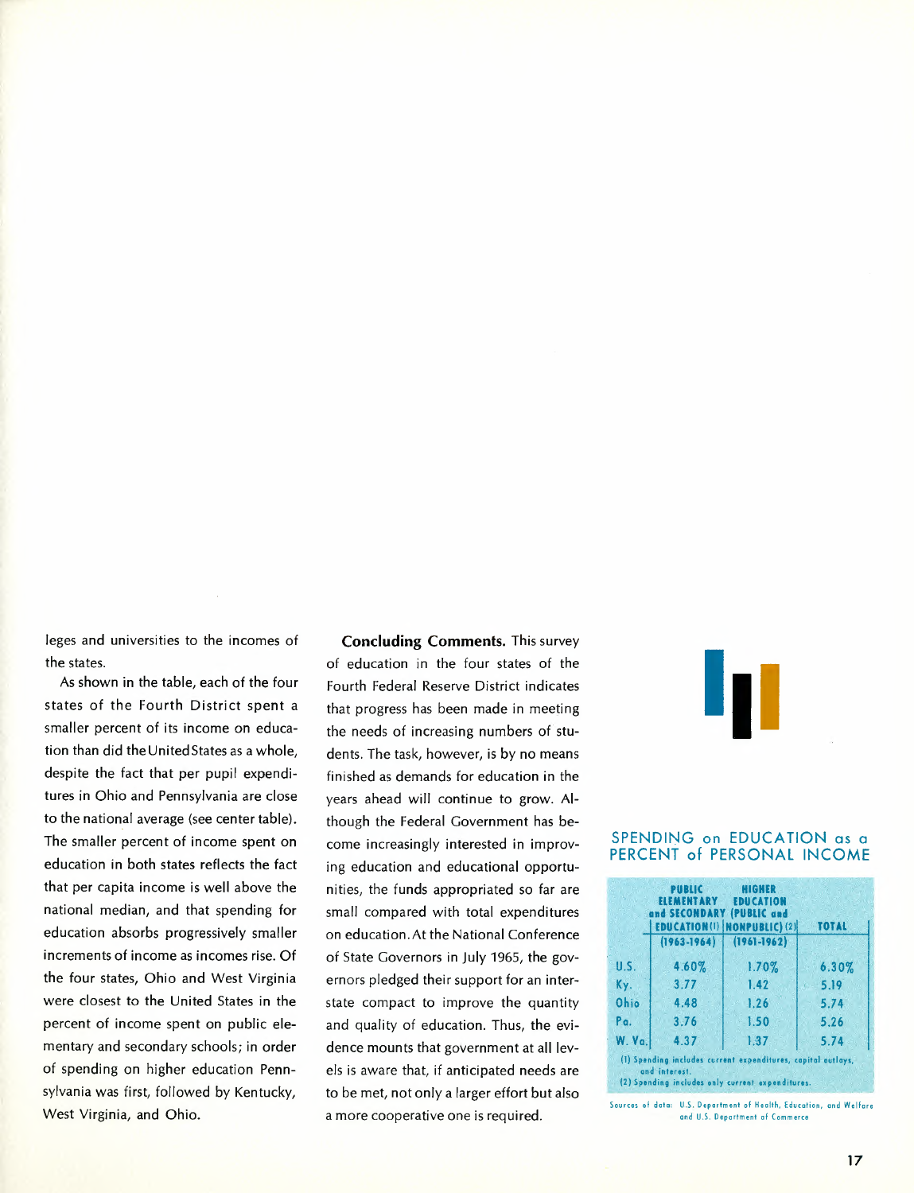leges and universities to the incomes of the states.

As shown in the table, each of the four states of the Fourth District spent a smaller percent of its income on education than did the United States as a whole, despite the fact that per pupil expenditures in Ohio and Pennsylvania are close to the national average (see center table). The smaller percent of income spent on education in both states reflects the fact that per capita income is well above the national median, and that spending for education absorbs progressively smaller increments of income as incomes rise. Of the four states, Ohio and West Virginia were closest to the United States in the percent of income spent on public elementary and secondary schools; in order of spending on higher education Pennsylvania was first, followed by Kentucky, West Virginia, and Ohio.

**Concluding Comments.** This survey of education in the four states of the Fourth Federal Reserve District indicates that progress has been made in meeting the needs of increasing numbers of students. The task, however, is by no means finished as demands for education in the years ahead will continue to grow. Although the Federal Government has become increasingly interested in improving education and educational opportunities, the funds appropriated so far are small compared with total expenditures on education. At the National Conference of State Governors in July 1965, the governors pledged their support for an interstate compact to improve the quantity and quality of education. Thus, the evidence mounts that government at all levels is aware that, if anticipated needs are to be met, not only a larger effort but also a more cooperative one is required.

## SPENDING on EDUCATION as a PERCENT of PERSONAL INCOME

| | PUBLIC ELEMENTARY and SECONDARY EDUCATION (1) (1963-1964) | HIGHER EDUCATION (PUBLIC and NONPUBLIC) (2) (1961-1962) | TOTAL |
|---|---|---|---|
| U.S. | 4.60% | 1.70% | 6.30% |
| Ky. | 3.77 | 1.42 | 5.19 |
| Ohio | 4.48 | 1.26 | 5.74 |
| Pa. | 3.76 | 1.50 | 5.26 |
| W. Va. | 4.37 | 1.37 | 5.74 |

(1) Spending includes current expenditures, capital outlays, and interest.

(2) Spending includes only current expenditures.

Sources of data: U.S. Department of Health, Education, and Welfare and U.S. Department of Commerce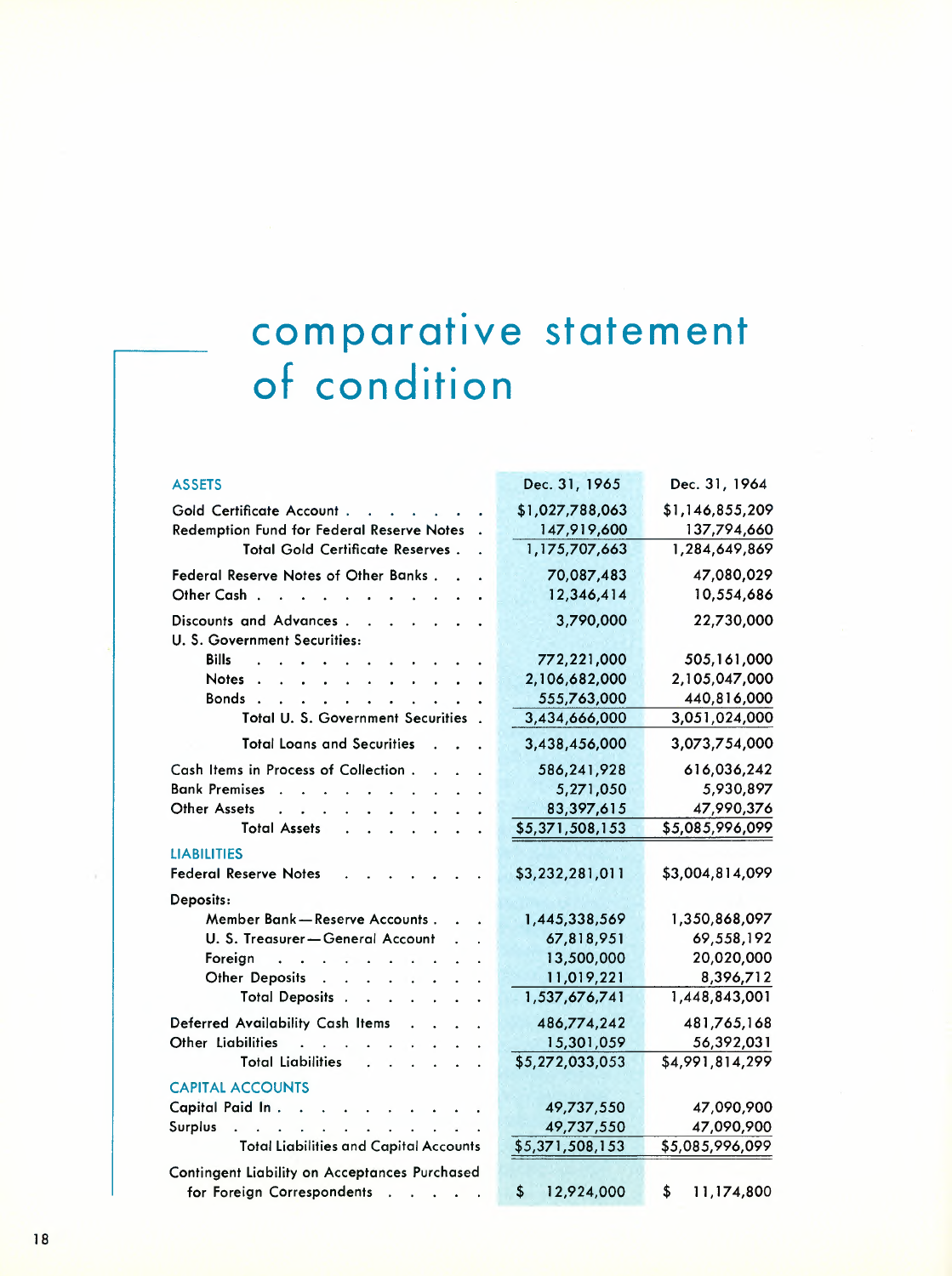# comparative statement of condition

| ASSETS | Dec. 31, 1965 | Dec. 31, 1964 |
|---|---|---|
| Gold Certificate Account | $1,027,788,063 | $1,146,855,209 |
| Redemption Fund for Federal Reserve Notes | 147,919,600 | 137,794,660 |
| Total Gold Certificate Reserves | 1,175,707,663 | 1,284,649,869 |
| Federal Reserve Notes of Other Banks | 70,087,483 | 47,080,029 |
| Other Cash | 12,346,414 | 10,554,686 |
| Discounts and Advances | 3,790,000 | 22,730,000 |
| U. S. Government Securities: | | |
| Bills | 772,221,000 | 505,161,000 |
| Notes | 2,106,682,000 | 2,105,047,000 |
| Bonds | 555,763,000 | 440,816,000 |
| Total U. S. Government Securities | 3,434,666,000 | 3,051,024,000 |
| Total Loans and Securities | 3,438,456,000 | 3,073,754,000 |
| Cash Items in Process of Collection | 586,241,928 | 616,036,242 |
| Bank Premises | 5,271,050 | 5,930,897 |
| Other Assets | 83,397,615 | 47,990,376 |
| Total Assets | $5,371,508,153 | $5,085,996,099 |
| **LIABILITIES** | | |
| Federal Reserve Notes | $3,232,281,011 | $3,004,814,099 |
| Deposits: | | |
| Member Bank—Reserve Accounts | 1,445,338,569 | 1,350,868,097 |
| U. S. Treasurer—General Account | 67,818,951 | 69,558,192 |
| Foreign | 13,500,000 | 20,020,000 |
| Other Deposits | 11,019,221 | 8,396,712 |
| Total Deposits | 1,537,676,741 | 1,448,843,001 |
| Deferred Availability Cash Items | 486,774,242 | 481,765,168 |
| Other Liabilities | 15,301,059 | 56,392,031 |
| Total Liabilities | $5,272,033,053 | $4,991,814,299 |
| **CAPITAL ACCOUNTS** | | |
| Capital Paid In | 49,737,550 | 47,090,900 |
| Surplus | 49,737,550 | 47,090,900 |
| Total Liabilities and Capital Accounts | $5,371,508,153 | $5,085,996,099 |
| Contingent Liability on Acceptances Purchased for Foreign Correspondents | $ 12,924,000 | $ 11,174,800 |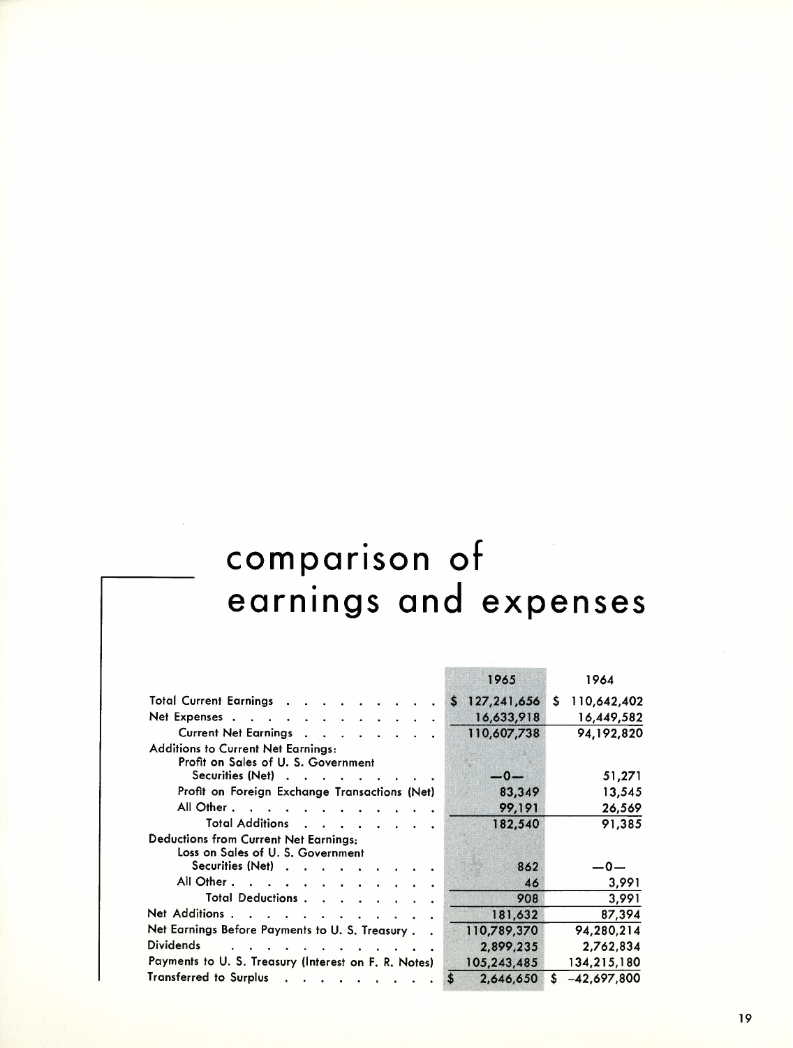# comparison of earnings and expenses

| | 1965 | 1964 |
|---|---|---|
| Total Current Earnings | $ 127,241,656 | $ 110,642,402 |
| Net Expenses | 16,633,918 | 16,449,582 |
| Current Net Earnings | 110,607,738 | 94,192,820 |
| Additions to Current Net Earnings: | | |
| Profit on Sales of U. S. Government Securities (Net) | —0— | 51,271 |
| Profit on Foreign Exchange Transactions (Net) | 83,349 | 13,545 |
| All Other | 99,191 | 26,569 |
| Total Additions | 182,540 | 91,385 |
| Deductions from Current Net Earnings: | | |
| Loss on Sales of U. S. Government Securities (Net) | 862 | —0— |
| All Other | 46 | 3,991 |
| Total Deductions | 908 | 3,991 |
| Net Additions | 181,632 | 87,394 |
| Net Earnings Before Payments to U. S. Treasury | 110,789,370 | 94,280,214 |
| Dividends | 2,899,235 | 2,762,834 |
| Payments to U. S. Treasury (Interest on F. R. Notes) | 105,243,485 | 134,215,180 |
| Transferred to Surplus | $ 2,646,650 | $ −42,697,800 |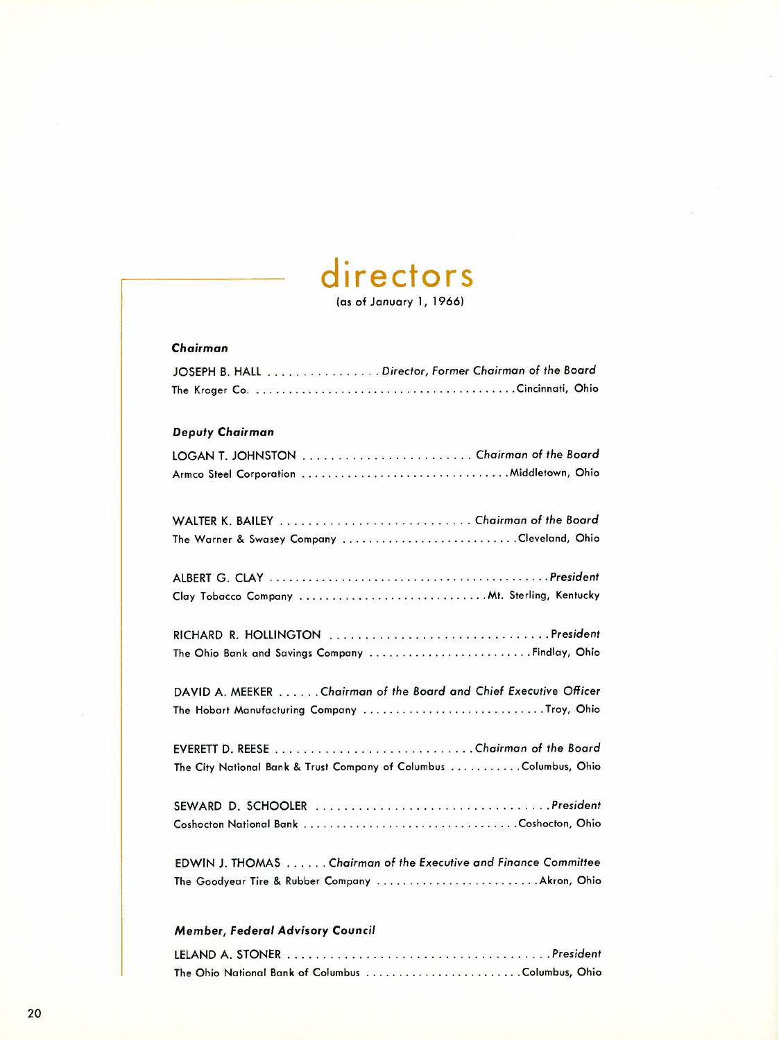# directors

(as of January 1, 1966)

### *Chairman*

JOSEPH B. HALL . . . . . . . . . . . . . . . . *Director, Former Chairman of the Board*
The Kroger Co. . . . . . . . . . . . . . . . . . . . . . . . . . . . . . . . . . . . . . . . Cincinnati, Ohio

### *Deputy Chairman*

LOGAN T. JOHNSTON . . . . . . . . . . . . . . . . . . . . . . . . *Chairman of the Board*
Armco Steel Corporation . . . . . . . . . . . . . . . . . . . . . . . . . . . . . . . Middletown, Ohio

WALTER K. BAILEY . . . . . . . . . . . . . . . . . . . . . . . . . . . *Chairman of the Board*
The Warner & Swasey Company . . . . . . . . . . . . . . . . . . . . . . . . . . Cleveland, Ohio

ALBERT G. CLAY . . . . . . . . . . . . . . . . . . . . . . . . . . . . . . . . . . . . . . . . . *President*
Clay Tobacco Company . . . . . . . . . . . . . . . . . . . . . . . . . . . . Mt. Sterling, Kentucky

RICHARD R. HOLLINGTON . . . . . . . . . . . . . . . . . . . . . . . . . . . . . . . *President*
The Ohio Bank and Savings Company . . . . . . . . . . . . . . . . . . . . . . . . . Findlay, Ohio

DAVID A. MEEKER . . . . . . *Chairman of the Board and Chief Executive Officer*
The Hobart Manufacturing Company . . . . . . . . . . . . . . . . . . . . . . . . . . . Troy, Ohio

EVERETT D. REESE . . . . . . . . . . . . . . . . . . . . . . . . . . . . *Chairman of the Board*
The City National Bank & Trust Company of Columbus . . . . . . . . . . . Columbus, Ohio

SEWARD D. SCHOOLER . . . . . . . . . . . . . . . . . . . . . . . . . . . . . . . . *President*
Coshocton National Bank . . . . . . . . . . . . . . . . . . . . . . . . . . . . . . . . Coshocton, Ohio

EDWIN J. THOMAS . . . . . . *Chairman of the Executive and Finance Committee*
The Goodyear Tire & Rubber Company . . . . . . . . . . . . . . . . . . . . . . . . . Akron, Ohio

### *Member, Federal Advisory Council*

LELAND A. STONER . . . . . . . . . . . . . . . . . . . . . . . . . . . . . . . . . . . . . *President*
The Ohio National Bank of Columbus . . . . . . . . . . . . . . . . . . . . . . . Columbus, Ohio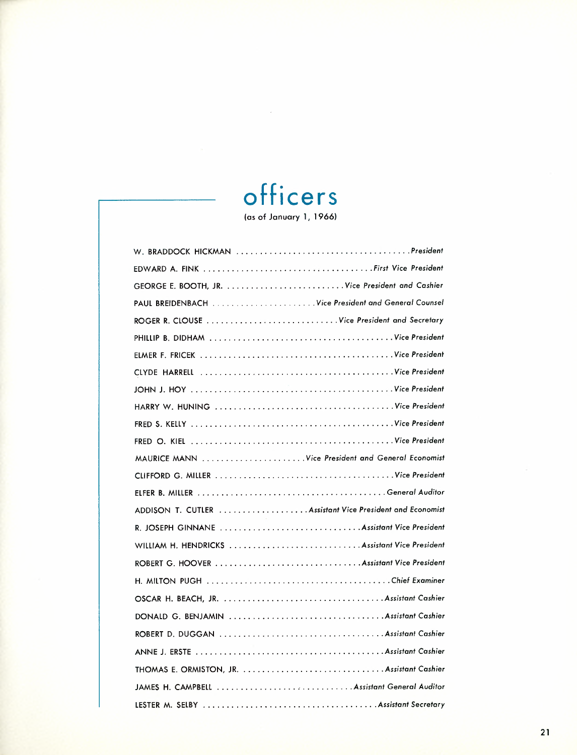# officers

(as of January 1, 1966)

| | |
|---|---|
| W. BRADDOCK HICKMAN | *President* |
| EDWARD A. FINK | *First Vice President* |
| GEORGE E. BOOTH, JR. | *Vice President and Cashier* |
| PAUL BREIDENBACH | *Vice President and General Counsel* |
| ROGER R. CLOUSE | *Vice President and Secretary* |
| PHILLIP B. DIDHAM | *Vice President* |
| ELMER F. FRICEK | *Vice President* |
| CLYDE HARRELL | *Vice President* |
| JOHN J. HOY | *Vice President* |
| HARRY W. HUNING | *Vice President* |
| FRED S. KELLY | *Vice President* |
| FRED O. KIEL | *Vice President* |
| MAURICE MANN | *Vice President and General Economist* |
| CLIFFORD G. MILLER | *Vice President* |
| ELFER B. MILLER | *General Auditor* |
| ADDISON T. CUTLER | *Assistant Vice President and Economist* |
| R. JOSEPH GINNANE | *Assistant Vice President* |
| WILLIAM H. HENDRICKS | *Assistant Vice President* |
| ROBERT G. HOOVER | *Assistant Vice President* |
| H. MILTON PUGH | *Chief Examiner* |
| OSCAR H. BEACH, JR. | *Assistant Cashier* |
| DONALD G. BENJAMIN | *Assistant Cashier* |
| ROBERT D. DUGGAN | *Assistant Cashier* |
| ANNE J. ERSTE | *Assistant Cashier* |
| THOMAS E. ORMISTON, JR. | *Assistant Cashier* |
| JAMES H. CAMPBELL | *Assistant General Auditor* |
| LESTER M. SELBY | *Assistant Secretary* |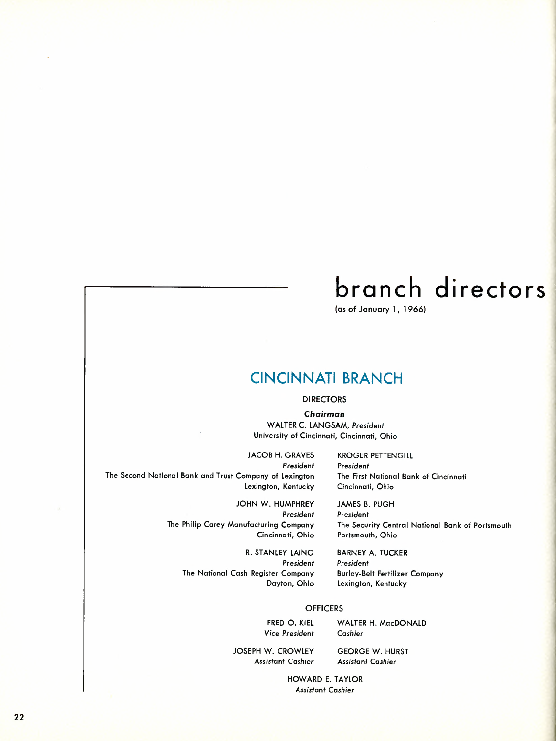# branch directors

(as of January 1, 1966)

## CINCINNATI BRANCH

### DIRECTORS

***Chairman***

WALTER C. LANGSAM, *President*
University of Cincinnati, Cincinnati, Ohio

JACOB H. GRAVES
*President*
The Second National Bank and Trust Company of Lexington
Lexington, Kentucky

KROGER PETTENGILL
*President*
The First National Bank of Cincinnati
Cincinnati, Ohio

JOHN W. HUMPHREY
*President*
The Philip Carey Manufacturing Company
Cincinnati, Ohio

JAMES B. PUGH
*President*
The Security Central National Bank of Portsmouth
Portsmouth, Ohio

R. STANLEY LAING
*President*
The National Cash Register Company
Dayton, Ohio

BARNEY A. TUCKER
*President*
Burley-Belt Fertilizer Company
Lexington, Kentucky

### OFFICERS

FRED O. KIEL
*Vice President*

WALTER H. MacDONALD
*Cashier*

JOSEPH W. CROWLEY
*Assistant Cashier*

GEORGE W. HURST
*Assistant Cashier*

HOWARD E. TAYLOR
*Assistant Cashier*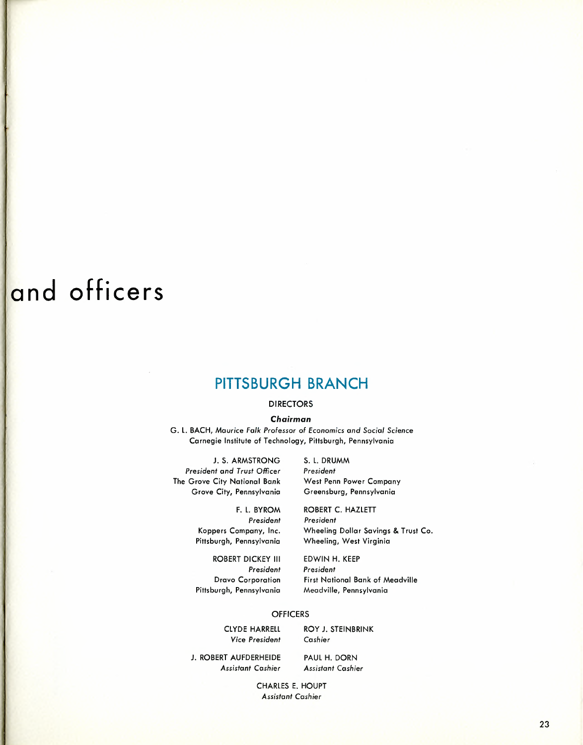# and officers

## PITTSBURGH BRANCH

### DIRECTORS

***Chairman***

G. L. BACH, *Maurice Falk Professor of Economics and Social Science*
Carnegie Institute of Technology, Pittsburgh, Pennsylvania

J. S. ARMSTRONG
*President and Trust Officer*
The Grove City National Bank
Grove City, Pennsylvania

S. L. DRUMM
*President*
West Penn Power Company
Greensburg, Pennsylvania

F. L. BYROM
*President*
Koppers Company, Inc.
Pittsburgh, Pennsylvania

ROBERT C. HAZLETT
*President*
Wheeling Dollar Savings & Trust Co.
Wheeling, West Virginia

ROBERT DICKEY III
*President*
Dravo Corporation
Pittsburgh, Pennsylvania

EDWIN H. KEEP
*President*
First National Bank of Meadville
Meadville, Pennsylvania

### OFFICERS

CLYDE HARRELL
*Vice President*

ROY J. STEINBRINK
*Cashier*

J. ROBERT AUFDERHEIDE
*Assistant Cashier*

PAUL H. DORN
*Assistant Cashier*

CHARLES E. HOUPT
*Assistant Cashier*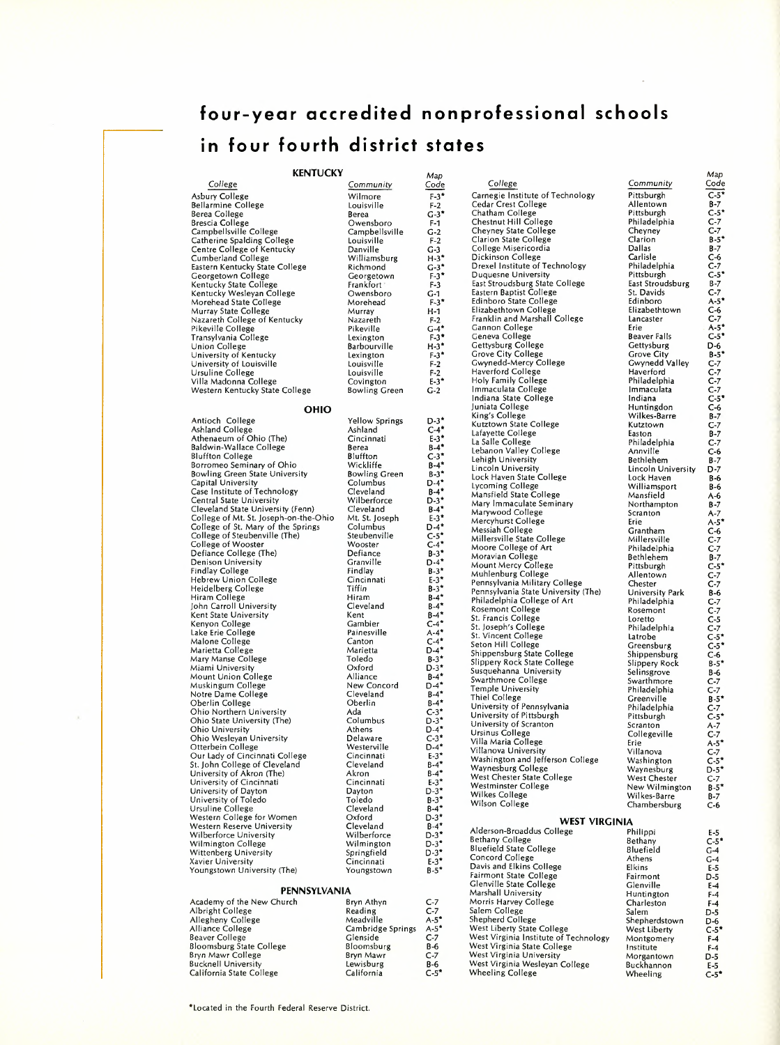# four-year accredited nonprofessional schools

# in four fourth district states

## KENTUCKY

| College | Community | Map Code |
|---|---|---|
| Asbury College | Wilmore | F-3* |
| Bellarmine College | Louisville | F-2 |
| Berea College | Berea | G-3* |
| Brescia College | Owensboro | F-1 |
| Campbellsville College | Campbellsville | G-2 |
| Catherine Spalding College | Louisville | F-2 |
| Centre College of Kentucky | Danville | G-3 |
| Cumberland College | Williamsburg | H-3* |
| Eastern Kentucky State College | Richmond | G-3* |
| Georgetown College | Georgetown | F-3* |
| Kentucky State College | Frankfort | F-3 |
| Kentucky Wesleyan College | Owensboro | G-1 |
| Morehead State College | Morehead | F-3* |
| Murray State College | Murray | H-1 |
| Nazareth College of Kentucky | Nazareth | F-2 |
| Pikeville College | Pikeville | G-4* |
| Transylvania College | Lexington | F-3* |
| Union College | Barbourville | H-3* |
| University of Kentucky | Lexington | F-3* |
| University of Louisville | Louisville | F-2 |
| Ursuline College | Louisville | F-2 |
| Villa Madonna College | Covington | E-3* |
| Western Kentucky State College | Bowling Green | G-2 |

## OHIO

| College | Community | Map Code |
|---|---|---|
| Antioch College | Yellow Springs | D-3* |
| Ashland College | Ashland | C-4* |
| Athenaeum of Ohio (The) | Cincinnati | E-3* |
| Baldwin-Wallace College | Berea | B-4* |
| Bluffton College | Bluffton | C-3* |
| Borromeo Seminary of Ohio | Wickliffe | B-4* |
| Bowling Green State University | Bowling Green | B-3* |
| Capital University | Columbus | D-4* |
| Case Institute of Technology | Cleveland | B-4* |
| Central State University | Wilberforce | D-3* |
| Cleveland State University (Fenn) | Cleveland | B-4* |
| College of Mt. St. Joseph-on-the-Ohio | Mt. St. Joseph | E-3* |
| College of St. Mary of the Springs | Columbus | D-4* |
| College of Steubenville (The) | Steubenville | C-5* |
| College of Wooster | Wooster | C-4* |
| Defiance College (The) | Defiance | B-3* |
| Denison University | Granville | D-4* |
| Findlay College | Findlay | B-3* |
| Hebrew Union College | Cincinnati | E-3* |
| Heidelberg College | Tiffin | B-3* |
| Hiram College | Hiram | B-4* |
| John Carroll University | Cleveland | B-4* |
| Kent State University | Kent | B-4* |
| Kenyon College | Gambier | C-4* |
| Lake Erie College | Painesville | A-4* |
| Malone College | Canton | C-4* |
| Marietta College | Marietta | D-4* |
| Mary Manse College | Toledo | B-3* |
| Miami University | Oxford | D-3* |
| Mount Union College | Alliance | B-4* |
| Muskingum College | New Concord | D-4* |
| Notre Dame College | Cleveland | B-4* |
| Oberlin College | Oberlin | B-4* |
| Ohio Northern University | Ada | C-3* |
| Ohio State University (The) | Columbus | D-3* |
| Ohio University | Athens | D-4* |
| Ohio Wesleyan University | Delaware | C-3* |
| Otterbein College | Westerville | D-4* |
| Our Lady of Cincinnati College | Cincinnati | E-3* |
| St. John College of Cleveland | Cleveland | B-4* |
| University of Akron (The) | Akron | B-4* |
| University of Cincinnati | Cincinnati | E-3* |
| University of Dayton | Dayton | D-3* |
| University of Toledo | Toledo | B-3* |
| Ursuline College | Cleveland | B-4* |
| Western College for Women | Oxford | D-3* |
| Western Reserve University | Cleveland | B-4* |
| Wilberforce University | Wilberforce | D-3* |
| Wilmington College | Wilmington | D-3* |
| Wittenberg University | Springfield | D-3* |
| Xavier University | Cincinnati | E-3* |
| Youngstown University (The) | Youngstown | B-5* |

## PENNSYLVANIA

| College | Community | Map Code |
|---|---|---|
| Academy of the New Church | Bryn Athyn | C-7 |
| Albright College | Reading | C-7 |
| Allegheny College | Meadville | A-5* |
| Alliance College | Cambridge Springs | A-5* |
| Beaver College | Glenside | C-7 |
| Bloomsburg State College | Bloomsburg | B-6 |
| Bryn Mawr College | Bryn Mawr | C-7 |
| Bucknell University | Lewisburg | B-6 |
| California State College | California | C-5* |
| Carnegie Institute of Technology | Pittsburgh | C-5* |
| Cedar Crest College | Allentown | B-7 |
| Chatham College | Pittsburgh | C-5* |
| Chestnut Hill College | Philadelphia | C-7 |
| Cheyney State College | Cheyney | C-7 |
| Clarion State College | Clarion | B-5* |
| College Misericordia | Dallas | B-7 |
| Dickinson College | Carlisle | C-6 |
| Drexel Institute of Technology | Philadelphia | C-7 |
| Duquesne University | Pittsburgh | C-5* |
| East Stroudsburg State College | East Stroudsburg | B-7 |
| Eastern Baptist College | St. Davids | C-7 |
| Edinboro State College | Edinboro | A-5* |
| Elizabethtown College | Elizabethtown | C-6 |
| Franklin and Marshall College | Lancaster | C-7 |
| Gannon College | Erie | A-5* |
| Geneva College | Beaver Falls | C-5* |
| Gettysburg College | Gettysburg | D-6 |
| Grove City College | Grove City | B-5* |
| Gwynedd-Mercy College | Gwynedd Valley | C-7 |
| Haverford College | Haverford | C-7 |
| Holy Family College | Philadelphia | C-7 |
| Immaculata College | Immaculata | C-7 |
| Indiana State College | Indiana | C-5* |
| Juniata College | Huntingdon | C-6 |
| King's College | Wilkes-Barre | B-7 |
| Kutztown State College | Kutztown | C-7 |
| Lafayette College | Easton | B-7 |
| La Salle College | Philadelphia | C-7 |
| Lebanon Valley College | Annville | C-6 |
| Lehigh University | Bethlehem | B-7 |
| Lincoln University | Lincoln University | D-7 |
| Lock Haven State College | Lock Haven | B-6 |
| Lycoming College | Williamsport | B-6 |
| Mansfield State College | Mansfield | A-6 |
| Mary Immaculate Seminary | Northampton | B-7 |
| Marywood College | Scranton | A-7 |
| Mercyhurst College | Erie | A-5* |
| Messiah College | Grantham | C-6 |
| Millersville State College | Millersville | C-7 |
| Moore College of Art | Philadelphia | C-7 |
| Moravian College | Bethlehem | B-7 |
| Mount Mercy College | Pittsburgh | C-5* |
| Muhlenburg College | Allentown | C-7 |
| Pennsylvania Military College | Chester | C-7 |
| Pennsylvania State University (The) | University Park | B-6 |
| Philadelphia College of Art | Philadelphia | C-7 |
| Rosemont College | Rosemont | C-7 |
| St. Francis College | Loretto | C-5 |
| St. Joseph's College | Philadelphia | C-7 |
| St. Vincent College | Latrobe | C-5* |
| Seton Hill College | Greensburg | C-5* |
| Shippensburg State College | Shippensburg | C-6 |
| Slippery Rock State College | Slippery Rock | B-5* |
| Susquehanna University | Selinsgrove | B-6 |
| Swarthmore College | Swarthmore | C-7 |
| Temple University | Philadelphia | C-7 |
| Thiel College | Greenville | B-5* |
| University of Pennsylvania | Philadelphia | C-7 |
| University of Pittsburgh | Pittsburgh | C-5* |
| University of Scranton | Scranton | A-7 |
| Ursinus College | Collegeville | C-7 |
| Villa Maria College | Erie | A-5* |
| Villanova University | Villanova | C-7 |
| Washington and Jefferson College | Washington | C-5* |
| Waynesburg College | Waynesburg | D-5* |
| West Chester State College | West Chester | C-7 |
| Westminster College | New Wilmington | B-5* |
| Wilkes College | Wilkes-Barre | B-7 |
| Wilson College | Chambersburg | C-6 |

## WEST VIRGINIA

| College | Community | Map Code |
|---|---|---|
| Alderson-Broaddus College | Philippi | E-5 |
| Bethany College | Bethany | C-5* |
| Bluefield State College | Bluefield | G-4 |
| Concord College | Athens | G-4 |
| Davis and Elkins College | Elkins | E-5 |
| Fairmont State College | Fairmont | D-5 |
| Glenville State College | Glenville | E-4 |
| Marshall University | Huntington | F-4 |
| Morris Harvey College | Charleston | F-4 |
| Salem College | Salem | D-5 |
| Shepherd College | Shepherdstown | D-6 |
| West Liberty State College | West Liberty | C-5* |
| West Virginia Institute of Technology | Montgomery | F-4 |
| West Virginia State College | Institute | F-4 |
| West Virginia University | Morgantown | D-5 |
| West Virginia Wesleyan College | Buckhannon | E-5 |
| Wheeling College | Wheeling | C-5* |

*Located in the Fourth Federal Reserve District.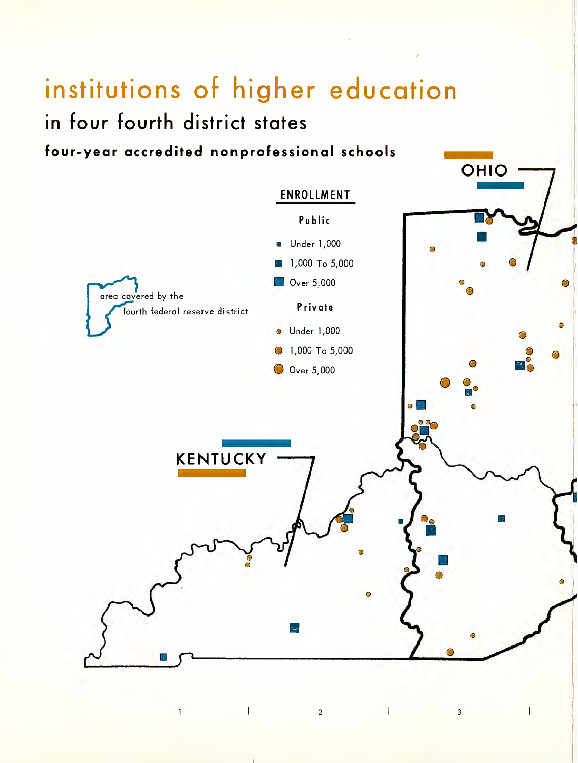# institutions of higher education

## in four fourth district states

### four-year accredited nonprofessional schools

**ENROLLMENT**

**Public**

- Under 1,000
- 1,000 To 5,000
- Over 5,000

**Private**

- Under 1,000
- 1,000 To 5,000
- Over 5,000

area covered by the fourth federal reserve district

OHIO

KENTUCKY

1 2 3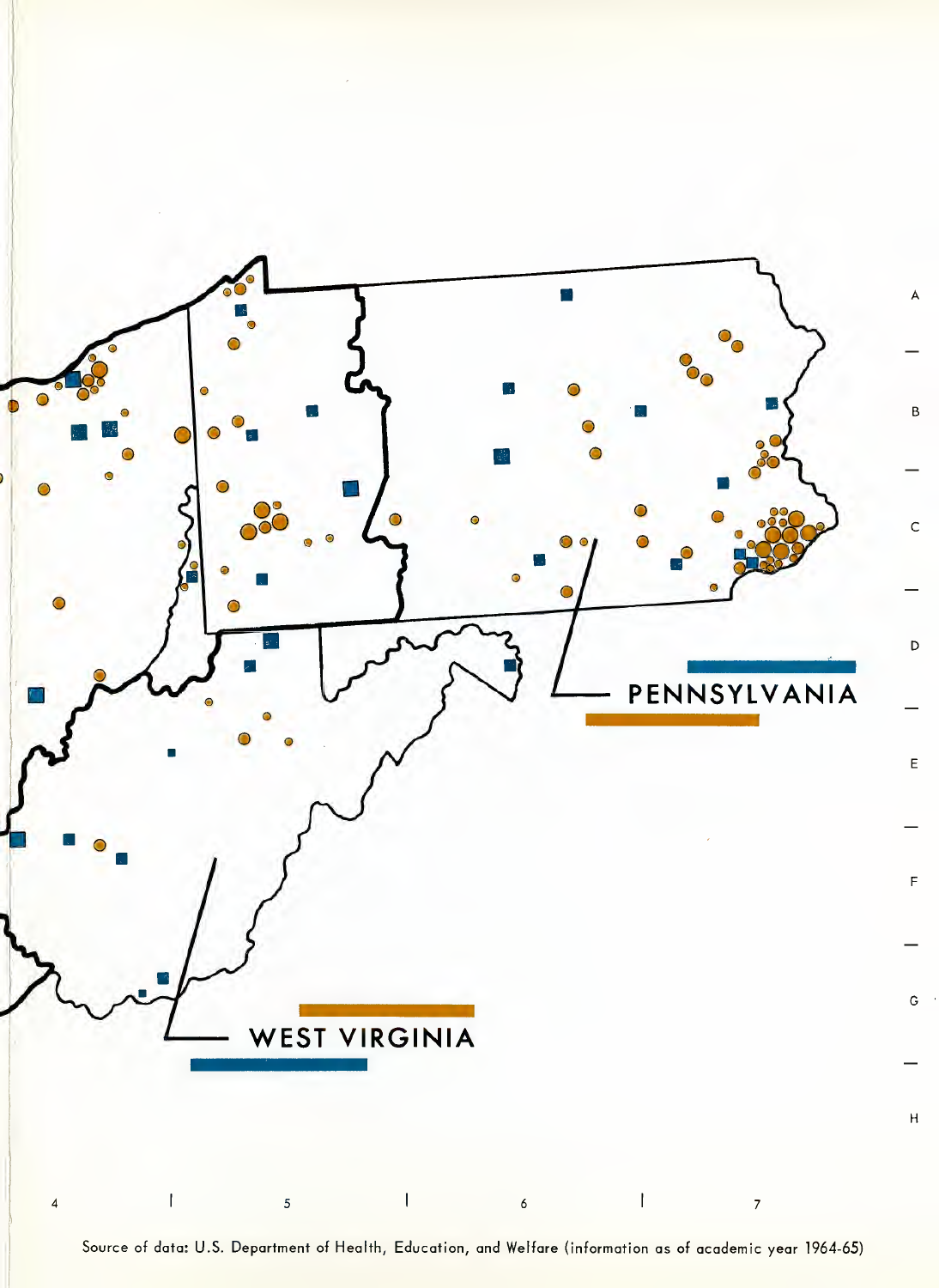PENNSYLVANIA

WEST VIRGINIA

Source of data: U.S. Department of Health, Education, and Welfare (information as of academic year 1964-65)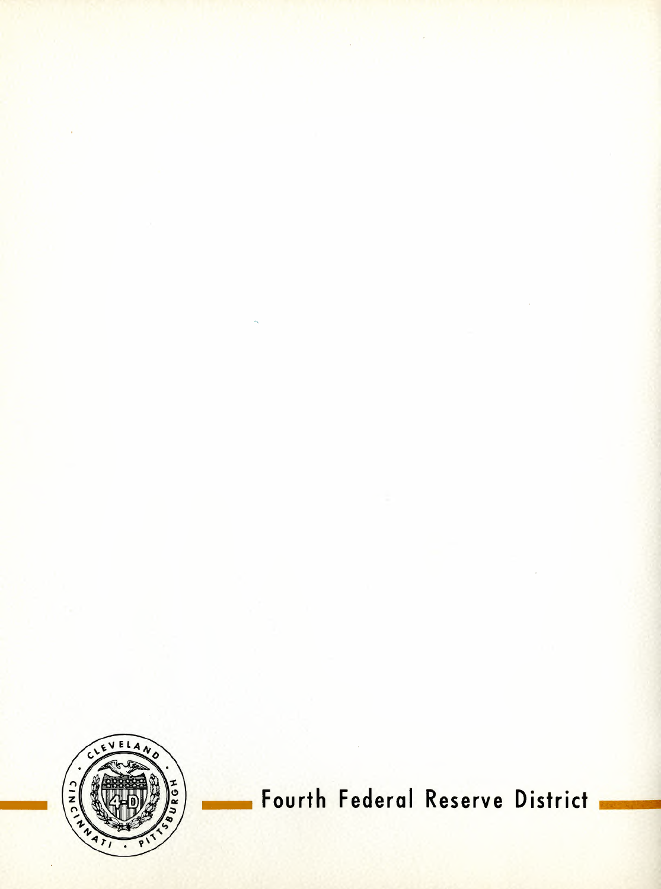Fourth Federal Reserve District